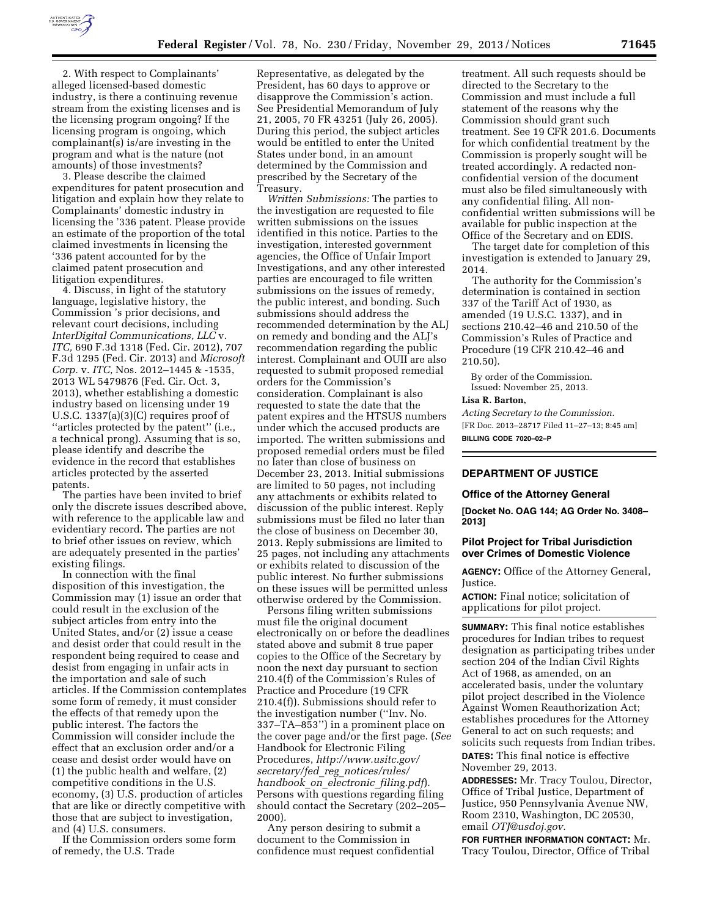2. With respect to Complainants' alleged licensed-based domestic industry, is there a continuing revenue stream from the existing licenses and is the licensing program ongoing? If the licensing program is ongoing, which complainant(s) is/are investing in the program and what is the nature (not amounts) of those investments?

3. Please describe the claimed expenditures for patent prosecution and litigation and explain how they relate to Complainants' domestic industry in licensing the '336 patent. Please provide an estimate of the proportion of the total claimed investments in licensing the '336 patent accounted for by the claimed patent prosecution and litigation expenditures.

4. Discuss, in light of the statutory language, legislative history, the Commission 's prior decisions, and relevant court decisions, including *InterDigital Communications, LLC* v. *ITC,* 690 F.3d 1318 (Fed. Cir. 2012), 707 F.3d 1295 (Fed. Cir. 2013) and *Microsoft Corp.* v. *ITC,* Nos. 2012–1445 & -1535, 2013 WL 5479876 (Fed. Cir. Oct. 3, 2013), whether establishing a domestic industry based on licensing under 19 U.S.C. 1337(a)(3)(C) requires proof of ''articles protected by the patent'' (i.e., a technical prong). Assuming that is so, please identify and describe the evidence in the record that establishes articles protected by the asserted patents.

The parties have been invited to brief only the discrete issues described above, with reference to the applicable law and evidentiary record. The parties are not to brief other issues on review, which are adequately presented in the parties' existing filings.

In connection with the final disposition of this investigation, the Commission may (1) issue an order that could result in the exclusion of the subject articles from entry into the United States, and/or (2) issue a cease and desist order that could result in the respondent being required to cease and desist from engaging in unfair acts in the importation and sale of such articles. If the Commission contemplates some form of remedy, it must consider the effects of that remedy upon the public interest. The factors the Commission will consider include the effect that an exclusion order and/or a cease and desist order would have on (1) the public health and welfare, (2) competitive conditions in the U.S. economy, (3) U.S. production of articles that are like or directly competitive with those that are subject to investigation, and (4) U.S. consumers.

If the Commission orders some form of remedy, the U.S. Trade Representative, as delegated by the President, has 60 days to approve or disapprove the Commission's action. See Presidential Memorandum of July 21, 2005, 70 FR 43251 (July 26, 2005). During this period, the subject articles would be entitled to enter the United States under bond, in an amount determined by the Commission and prescribed by the Secretary of the Treasury.

*Written Submissions:* The parties to the investigation are requested to file written submissions on the issues identified in this notice. Parties to the investigation, interested government agencies, the Office of Unfair Import Investigations, and any other interested parties are encouraged to file written submissions on the issues of remedy, the public interest, and bonding. Such submissions should address the recommended determination by the ALJ on remedy and bonding and the ALJ's recommendation regarding the public interest. Complainant and OUII are also requested to submit proposed remedial orders for the Commission's consideration. Complainant is also requested to state the date that the patent expires and the HTSUS numbers under which the accused products are imported. The written submissions and proposed remedial orders must be filed no later than close of business on December 23, 2013. Initial submissions are limited to 50 pages, not including any attachments or exhibits related to discussion of the public interest. Reply submissions must be filed no later than the close of business on December 30, 2013. Reply submissions are limited to 25 pages, not including any attachments or exhibits related to discussion of the public interest. No further submissions on these issues will be permitted unless otherwise ordered by the Commission.

Persons filing written submissions must file the original document electronically on or before the deadlines stated above and submit 8 true paper copies to the Office of the Secretary by noon the next day pursuant to section 210.4(f) of the Commission's Rules of Practice and Procedure (19 CFR 210.4(f)). Submissions should refer to the investigation number (''Inv. No. 337–TA–853'') in a prominent place on the cover page and/or the first page. (*See* Handbook for Electronic Filing Procedures, *http://www.usitc.gov/secretary/fed_reg_notices/rules/handbook_on_electronic_filing.pdf*). Persons with questions regarding filing should contact the Secretary (202–205–2000).

Any person desiring to submit a document to the Commission in confidence must request confidential treatment. All such requests should be directed to the Secretary to the Commission and must include a full statement of the reasons why the Commission should grant such treatment. See 19 CFR 201.6. Documents for which confidential treatment by the Commission is properly sought will be treated accordingly. A redacted non-confidential version of the document must also be filed simultaneously with any confidential filing. All non-confidential written submissions will be available for public inspection at the Office of the Secretary and on EDIS.

The target date for completion of this investigation is extended to January 29, 2014.

The authority for the Commission's determination is contained in section 337 of the Tariff Act of 1930, as amended (19 U.S.C. 1337), and in sections 210.42–46 and 210.50 of the Commission's Rules of Practice and Procedure (19 CFR 210.42–46 and 210.50).

By order of the Commission.

Issued: November 25, 2013.

**Lisa R. Barton,**

*Acting Secretary to the Commission.*

[FR Doc. 2013–28717 Filed 11–27–13; 8:45 am]

**BILLING CODE 7020–02–P**

## DEPARTMENT OF JUSTICE

### Office of the Attorney General

**[Docket No. OAG 144; AG Order No. 3408–2013]**

### Pilot Project for Tribal Jurisdiction over Crimes of Domestic Violence

**AGENCY:** Office of the Attorney General, Justice.

**ACTION:** Final notice; solicitation of applications for pilot project.

**SUMMARY:** This final notice establishes procedures for Indian tribes to request designation as participating tribes under section 204 of the Indian Civil Rights Act of 1968, as amended, on an accelerated basis, under the voluntary pilot project described in the Violence Against Women Reauthorization Act; establishes procedures for the Attorney General to act on such requests; and solicits such requests from Indian tribes.

**DATES:** This final notice is effective November 29, 2013.

**ADDRESSES:** Mr. Tracy Toulou, Director, Office of Tribal Justice, Department of Justice, 950 Pennsylvania Avenue NW, Room 2310, Washington, DC 20530, email *OTJ@usdoj.gov.*

**FOR FURTHER INFORMATION CONTACT:** Mr. Tracy Toulou, Director, Office of Tribal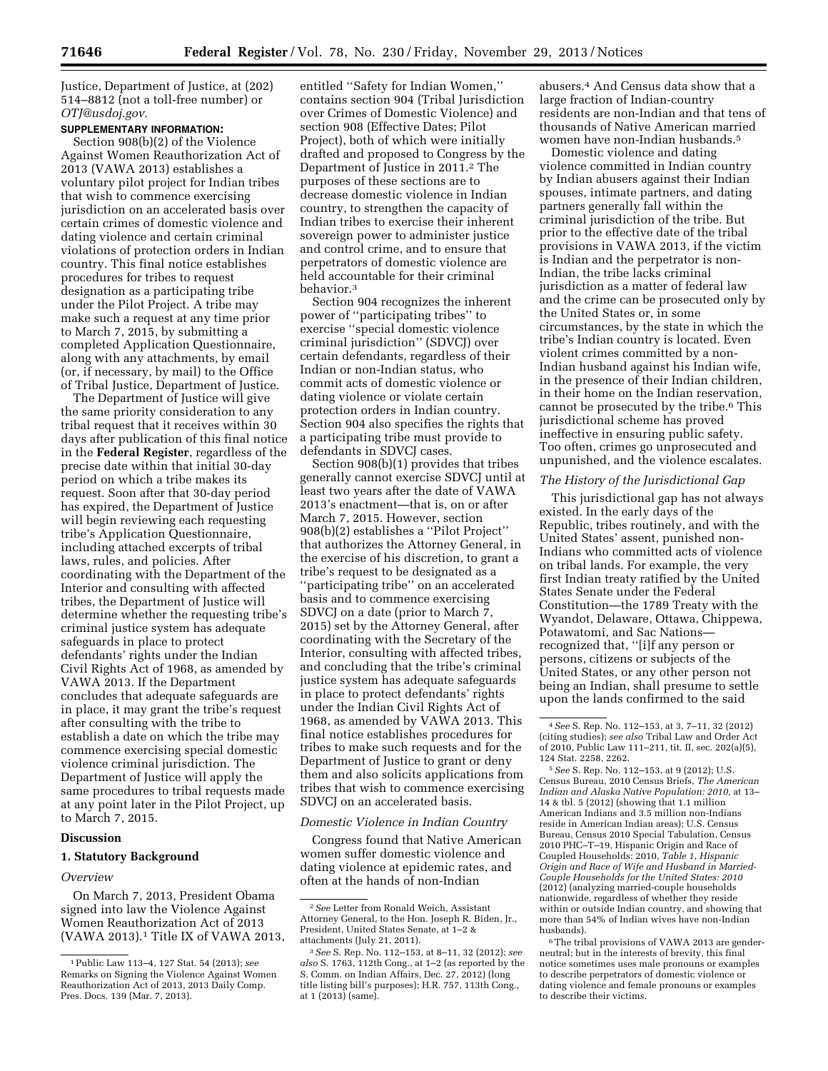Justice, Department of Justice, at (202) 514–8812 (not a toll-free number) or *OTJ@usdoj.gov.*

**SUPPLEMENTARY INFORMATION:**

Section 908(b)(2) of the Violence Against Women Reauthorization Act of 2013 (VAWA 2013) establishes a voluntary pilot project for Indian tribes that wish to commence exercising jurisdiction on an accelerated basis over certain crimes of domestic violence and dating violence and certain criminal violations of protection orders in Indian country. This final notice establishes procedures for tribes to request designation as a participating tribe under the Pilot Project. A tribe may make such a request at any time prior to March 7, 2015, by submitting a completed Application Questionnaire, along with any attachments, by email (or, if necessary, by mail) to the Office of Tribal Justice, Department of Justice.

The Department of Justice will give the same priority consideration to any tribal request that it receives within 30 days after publication of this final notice in the **Federal Register**, regardless of the precise date within that initial 30-day period on which a tribe makes its request. Soon after that 30-day period has expired, the Department of Justice will begin reviewing each requesting tribe's Application Questionnaire, including attached excerpts of tribal laws, rules, and policies. After coordinating with the Department of the Interior and consulting with affected tribes, the Department of Justice will determine whether the requesting tribe's criminal justice system has adequate safeguards in place to protect defendants' rights under the Indian Civil Rights Act of 1968, as amended by VAWA 2013. If the Department concludes that adequate safeguards are in place, it may grant the tribe's request after consulting with the tribe to establish a date on which the tribe may commence exercising special domestic violence criminal jurisdiction. The Department of Justice will apply the same procedures to tribal requests made at any point later in the Pilot Project, up to March 7, 2015.

## Discussion

### 1. Statutory Background

*Overview*

On March 7, 2013, President Obama signed into law the Violence Against Women Reauthorization Act of 2013 (VAWA 2013).[1] Title IX of VAWA 2013, entitled ''Safety for Indian Women,'' contains section 904 (Tribal Jurisdiction over Crimes of Domestic Violence) and section 908 (Effective Dates; Pilot Project), both of which were initially drafted and proposed to Congress by the Department of Justice in 2011.[2] The purposes of these sections are to decrease domestic violence in Indian country, to strengthen the capacity of Indian tribes to exercise their inherent sovereign power to administer justice and control crime, and to ensure that perpetrators of domestic violence are held accountable for their criminal behavior.[3]

Section 904 recognizes the inherent power of ''participating tribes'' to exercise ''special domestic violence criminal jurisdiction'' (SDVCJ) over certain defendants, regardless of their Indian or non-Indian status, who commit acts of domestic violence or dating violence or violate certain protection orders in Indian country. Section 904 also specifies the rights that a participating tribe must provide to defendants in SDVCJ cases.

Section 908(b)(1) provides that tribes generally cannot exercise SDVCJ until at least two years after the date of VAWA 2013's enactment—that is, on or after March 7, 2015. However, section 908(b)(2) establishes a ''Pilot Project'' that authorizes the Attorney General, in the exercise of his discretion, to grant a tribe's request to be designated as a ''participating tribe'' on an accelerated basis and to commence exercising SDVCJ on a date (prior to March 7, 2015) set by the Attorney General, after coordinating with the Secretary of the Interior, consulting with affected tribes, and concluding that the tribe's criminal justice system has adequate safeguards in place to protect defendants' rights under the Indian Civil Rights Act of 1968, as amended by VAWA 2013. This final notice establishes procedures for tribes to make such requests and for the Department of Justice to grant or deny them and also solicits applications from tribes that wish to commence exercising SDVCJ on an accelerated basis.

*Domestic Violence in Indian Country*

Congress found that Native American women suffer domestic violence and dating violence at epidemic rates, and often at the hands of non-Indian abusers.[4] And Census data show that a large fraction of Indian-country residents are non-Indian and that tens of thousands of Native American married women have non-Indian husbands.[5]

Domestic violence and dating violence committed in Indian country by Indian abusers against their Indian spouses, intimate partners, and dating partners generally fall within the criminal jurisdiction of the tribe. But prior to the effective date of the tribal provisions in VAWA 2013, if the victim is Indian and the perpetrator is non-Indian, the tribe lacks criminal jurisdiction as a matter of federal law and the crime can be prosecuted only by the United States or, in some circumstances, by the state in which the tribe's Indian country is located. Even violent crimes committed by a non-Indian husband against his Indian wife, in the presence of their Indian children, in their home on the Indian reservation, cannot be prosecuted by the tribe.[6] This jurisdictional scheme has proved ineffective in ensuring public safety. Too often, crimes go unprosecuted and unpunished, and the violence escalates.

*The History of the Jurisdictional Gap*

This jurisdictional gap has not always existed. In the early days of the Republic, tribes routinely, and with the United States' assent, punished non-Indians who committed acts of violence on tribal lands. For example, the very first Indian treaty ratified by the United States Senate under the Federal Constitution—the 1789 Treaty with the Wyandot, Delaware, Ottawa, Chippewa, Potawatomi, and Sac Nations—recognized that, ''[i]f any person or persons, citizens or subjects of the United States, or any other person not being an Indian, shall presume to settle upon the lands confirmed to the said

---

[1] Public Law 113–4, 127 Stat. 54 (2013); *see* Remarks on Signing the Violence Against Women Reauthorization Act of 2013, 2013 Daily Comp. Pres. Docs. 139 (Mar. 7, 2013).

[2] *See* Letter from Ronald Weich, Assistant Attorney General, to the Hon. Joseph R. Biden, Jr., President, United States Senate, at 1–2 & attachments (July 21, 2011).

[3] *See* S. Rep. No. 112–153, at 8–11, 32 (2012); *see also* S. 1763, 112th Cong., at 1–2 (as reported by the S. Comm. on Indian Affairs, Dec. 27, 2012) (long title listing bill's purposes); H.R. 757, 113th Cong., at 1 (2013) (same).

[4] *See* S. Rep. No. 112–153, at 3, 7–11, 32 (2012) (citing studies); *see also* Tribal Law and Order Act of 2010, Public Law 111–211, tit. II, sec. 202(a)(5), 124 Stat. 2258, 2262.

[5] *See* S. Rep. No. 112–153, at 9 (2012); U.S. Census Bureau, 2010 Census Briefs, *The American Indian and Alaska Native Population: 2010,* at 13–14 & tbl. 5 (2012) (showing that 1.1 million American Indians and 3.5 million non-Indians reside in American Indian areas); U.S. Census Bureau, Census 2010 Special Tabulation, Census 2010 PHC–T–19, Hispanic Origin and Race of Coupled Households: 2010, *Table 1, Hispanic Origin and Race of Wife and Husband in Married-Couple Households for the United States: 2010* (2012) (analyzing married-couple households nationwide, regardless of whether they reside within or outside Indian country, and showing that more than 54% of Indian wives have non-Indian husbands).

[6] The tribal provisions of VAWA 2013 are gender-neutral; but in the interests of brevity, this final notice sometimes uses male pronouns or examples to describe perpetrators of domestic violence or dating violence and female pronouns or examples to describe their victims.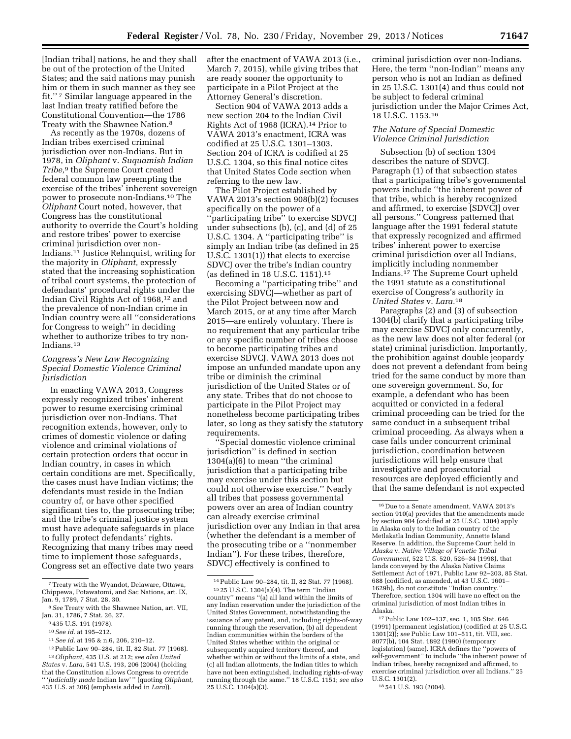[Indian tribal] nations, he and they shall be out of the protection of the United States; and the said nations may punish him or them in such manner as they see fit."[7] Similar language appeared in the last Indian treaty ratified before the Constitutional Convention—the 1786 Treaty with the Shawnee Nation.[8]

As recently as the 1970s, dozens of Indian tribes exercised criminal jurisdiction over non-Indians. But in 1978, in *Oliphant* v. *Suquamish Indian Tribe,*[9] the Supreme Court created federal common law preempting the exercise of the tribes' inherent sovereign power to prosecute non-Indians.[10] The *Oliphant* Court noted, however, that Congress has the constitutional authority to override the Court's holding and restore tribes' power to exercise criminal jurisdiction over non-Indians.[11] Justice Rehnquist, writing for the majority in *Oliphant,* expressly stated that the increasing sophistication of tribal court systems, the protection of defendants' procedural rights under the Indian Civil Rights Act of 1968,[12] and the prevalence of non-Indian crime in Indian country were all "considerations for Congress to weigh" in deciding whether to authorize tribes to try non-Indians.[13]

### *Congress's New Law Recognizing Special Domestic Violence Criminal Jurisdiction*

In enacting VAWA 2013, Congress expressly recognized tribes' inherent power to resume exercising criminal jurisdiction over non-Indians. That recognition extends, however, only to crimes of domestic violence or dating violence and criminal violations of certain protection orders that occur in Indian country, in cases in which certain conditions are met. Specifically, the cases must have Indian victims; the defendants must reside in the Indian country of, or have other specified significant ties to, the prosecuting tribe; and the tribe's criminal justice system must have adequate safeguards in place to fully protect defendants' rights. Recognizing that many tribes may need time to implement those safeguards, Congress set an effective date two years after the enactment of VAWA 2013 (i.e., March 7, 2015), while giving tribes that are ready sooner the opportunity to participate in a Pilot Project at the Attorney General's discretion.

Section 904 of VAWA 2013 adds a new section 204 to the Indian Civil Rights Act of 1968 (ICRA).[14] Prior to VAWA 2013's enactment, ICRA was codified at 25 U.S.C. 1301–1303. Section 204 of ICRA is codified at 25 U.S.C. 1304, so this final notice cites that United States Code section when referring to the new law.

The Pilot Project established by VAWA 2013's section 908(b)(2) focuses specifically on the power of a "participating tribe" to exercise SDVCJ under subsections (b), (c), and (d) of 25 U.S.C. 1304. A "participating tribe" is simply an Indian tribe (as defined in 25 U.S.C. 1301(1)) that elects to exercise SDVCJ over the tribe's Indian country (as defined in 18 U.S.C. 1151).[15]

Becoming a "participating tribe" and exercising SDVCJ—whether as part of the Pilot Project between now and March 2015, or at any time after March 2015—are entirely voluntary. There is no requirement that any particular tribe or any specific number of tribes choose to become participating tribes and exercise SDVCJ. VAWA 2013 does not impose an unfunded mandate upon any tribe or diminish the criminal jurisdiction of the United States or of any state. Tribes that do not choose to participate in the Pilot Project may nonetheless become participating tribes later, so long as they satisfy the statutory requirements.

"Special domestic violence criminal jurisdiction" is defined in section 1304(a)(6) to mean "the criminal jurisdiction that a participating tribe may exercise under this section but could not otherwise exercise." Nearly all tribes that possess governmental powers over an area of Indian country can already exercise criminal jurisdiction over any Indian in that area (whether the defendant is a member of the prosecuting tribe or a "nonmember Indian"). For these tribes, therefore, SDVCJ effectively is confined to criminal jurisdiction over non-Indians. Here, the term "non-Indian" means any person who is not an Indian as defined in 25 U.S.C. 1301(4) and thus could not be subject to federal criminal jurisdiction under the Major Crimes Act, 18 U.S.C. 1153.[16]

### *The Nature of Special Domestic Violence Criminal Jurisdiction*

Subsection (b) of section 1304 describes the nature of SDVCJ. Paragraph (1) of that subsection states that a participating tribe's governmental powers include "the inherent power of that tribe, which is hereby recognized and affirmed, to exercise [SDVCJ] over all persons." Congress patterned that language after the 1991 federal statute that expressly recognized and affirmed tribes' inherent power to exercise criminal jurisdiction over all Indians, implicitly including nonmember Indians.[17] The Supreme Court upheld the 1991 statute as a constitutional exercise of Congress's authority in *United States* v. *Lara.*[18]

Paragraphs (2) and (3) of subsection 1304(b) clarify that a participating tribe may exercise SDVCJ only concurrently, as the new law does not alter federal (or state) criminal jurisdiction. Importantly, the prohibition against double jeopardy does not prevent a defendant from being tried for the same conduct by more than one sovereign government. So, for example, a defendant who has been acquitted or convicted in a federal criminal proceeding can be tried for the same conduct in a subsequent tribal criminal proceeding. As always when a case falls under concurrent criminal jurisdiction, coordination between jurisdictions will help ensure that investigative and prosecutorial resources are deployed efficiently and that the same defendant is not expected

---

[7] Treaty with the Wyandot, Delaware, Ottawa, Chippewa, Potawatomi, and Sac Nations, art. IX, Jan. 9, 1789, 7 Stat. 28, 30.

[8] *See* Treaty with the Shawnee Nation, art. VII, Jan. 31, 1786, 7 Stat. 26, 27.

[9] 435 U.S. 191 (1978).

[10] *See id.* at 195–212.

[11] *See id.* at 195 & n.6, 206, 210–12.

[12] Public Law 90–284, tit. II, 82 Stat. 77 (1968).

[13] *Oliphant,* 435 U.S. at 212; *see also United States* v. *Lara,* 541 U.S. 193, 206 (2004) (holding that the Constitution allows Congress to override "'*judicially made* Indian law'" (quoting *Oliphant,* 435 U.S. at 206) (emphasis added in *Lara*)).

[14] Public Law 90–284, tit. II, 82 Stat. 77 (1968).

[15] 25 U.S.C. 1304(a)(4). The term "Indian country" means "(a) all land within the limits of any Indian reservation under the jurisdiction of the United States Government, notwithstanding the issuance of any patent, and, including rights-of-way running through the reservation, (b) all dependent Indian communities within the borders of the United States whether within the original or subsequently acquired territory thereof, and whether within or without the limits of a state, and (c) all Indian allotments, the Indian titles to which have not been extinguished, including rights-of-way running through the same." 18 U.S.C. 1151; *see also* 25 U.S.C. 1304(a)(3).

[16] Due to a Senate amendment, VAWA 2013's section 910(a) provides that the amendments made by section 904 (codified at 25 U.S.C. 1304) apply in Alaska only to the Indian country of the Metlakatla Indian Community, Annette Island Reserve. In addition, the Supreme Court held in *Alaska* v. *Native Village of Venetie Tribal Government,* 522 U.S. 520, 526–34 (1998), that lands conveyed by the Alaska Native Claims Settlement Act of 1971, Public Law 92–203, 85 Stat. 688 (codified, as amended, at 43 U.S.C. 1601–1629h), do not constitute "Indian country." Therefore, section 1304 will have no effect on the criminal jurisdiction of most Indian tribes in Alaska.

[17] Public Law 102–137, sec. 1, 105 Stat. 646 (1991) (permanent legislation) (codified at 25 U.S.C. 1301(2)); *see* Public Law 101–511, tit. VIII, sec. 8077(b), 104 Stat. 1892 (1990) (temporary legislation) (same). ICRA defines the "powers of self-government" to include "the inherent power of Indian tribes, hereby recognized and affirmed, to exercise criminal jurisdiction over all Indians." 25 U.S.C. 1301(2).

[18] 541 U.S. 193 (2004).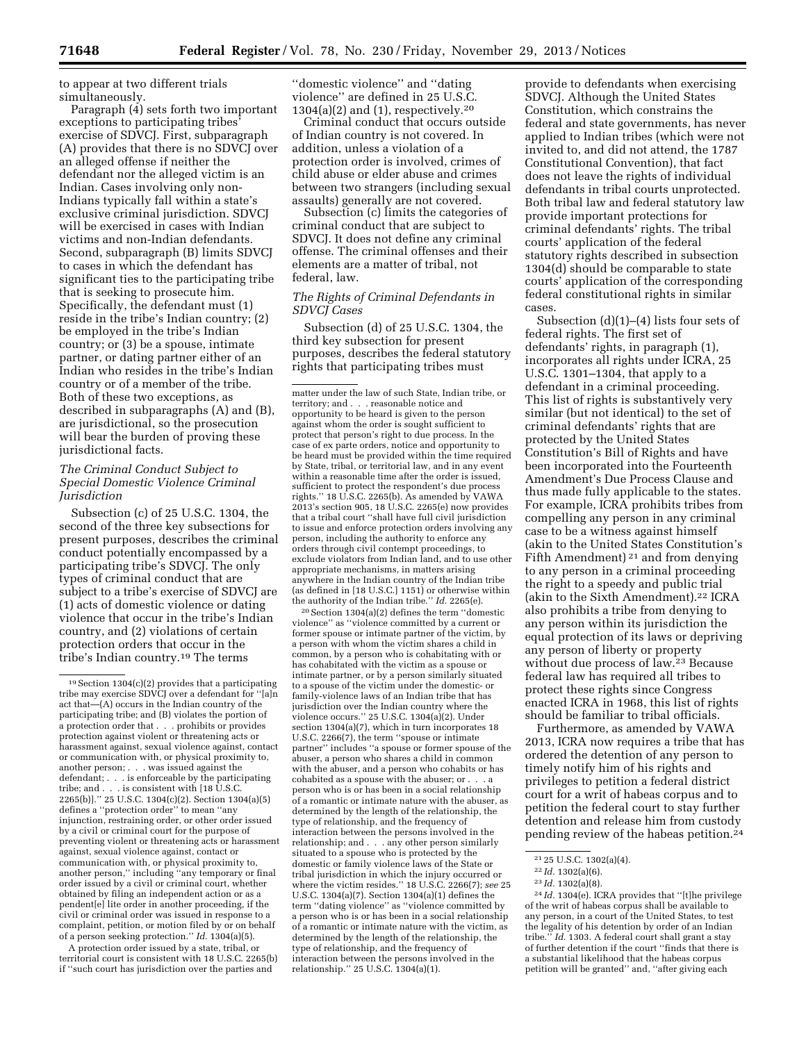to appear at two different trials simultaneously.

Paragraph (4) sets forth two important exceptions to participating tribes' exercise of SDVCJ. First, subparagraph (A) provides that there is no SDVCJ over an alleged offense if neither the defendant nor the alleged victim is an Indian. Cases involving only non-Indians typically fall within a state's exclusive criminal jurisdiction. SDVCJ will be exercised in cases with Indian victims and non-Indian defendants. Second, subparagraph (B) limits SDVCJ to cases in which the defendant has significant ties to the participating tribe that is seeking to prosecute him. Specifically, the defendant must (1) reside in the tribe's Indian country; (2) be employed in the tribe's Indian country; or (3) be a spouse, intimate partner, or dating partner either of an Indian who resides in the tribe's Indian country or of a member of the tribe. Both of these two exceptions, as described in subparagraphs (A) and (B), are jurisdictional, so the prosecution will bear the burden of proving these jurisdictional facts.

### *The Criminal Conduct Subject to Special Domestic Violence Criminal Jurisdiction*

Subsection (c) of 25 U.S.C. 1304, the second of the three key subsections for present purposes, describes the criminal conduct potentially encompassed by a participating tribe's SDVCJ. The only types of criminal conduct that are subject to a tribe's exercise of SDVCJ are (1) acts of domestic violence or dating violence that occur in the tribe's Indian country, and (2) violations of certain protection orders that occur in the tribe's Indian country.[19] The terms ''domestic violence'' and ''dating violence'' are defined in 25 U.S.C. 1304(a)(2) and (1), respectively.[20]

Criminal conduct that occurs outside of Indian country is not covered. In addition, unless a violation of a protection order is involved, crimes of child abuse or elder abuse and crimes between two strangers (including sexual assaults) generally are not covered.

Subsection (c) limits the categories of criminal conduct that are subject to SDVCJ. It does not define any criminal offense. The criminal offenses and their elements are a matter of tribal, not federal, law.

### *The Rights of Criminal Defendants in SDVCJ Cases*

Subsection (d) of 25 U.S.C. 1304, the third key subsection for present purposes, describes the federal statutory rights that participating tribes must provide to defendants when exercising SDVCJ. Although the United States Constitution, which constrains the federal and state governments, has never applied to Indian tribes (which were not invited to, and did not attend, the 1787 Constitutional Convention), that fact does not leave the rights of individual defendants in tribal courts unprotected. Both tribal law and federal statutory law provide important protections for criminal defendants' rights. The tribal courts' application of the federal statutory rights described in subsection 1304(d) should be comparable to state courts' application of the corresponding federal constitutional rights in similar cases.

Subsection (d)(1)–(4) lists four sets of federal rights. The first set of defendants' rights, in paragraph (1), incorporates all rights under ICRA, 25 U.S.C. 1301–1304, that apply to a defendant in a criminal proceeding. This list of rights is substantively very similar (but not identical) to the set of criminal defendants' rights that are protected by the United States Constitution's Bill of Rights and have been incorporated into the Fourteenth Amendment's Due Process Clause and thus made fully applicable to the states. For example, ICRA prohibits tribes from compelling any person in any criminal case to be a witness against himself (akin to the United States Constitution's Fifth Amendment)[21] and from denying to any person in a criminal proceeding the right to a speedy and public trial (akin to the Sixth Amendment).[22] ICRA also prohibits a tribe from denying to any person within its jurisdiction the equal protection of its laws or depriving any person of liberty or property without due process of law.[23] Because federal law has required all tribes to protect these rights since Congress enacted ICRA in 1968, this list of rights should be familiar to tribal officials.

Furthermore, as amended by VAWA 2013, ICRA now requires a tribe that has ordered the detention of any person to timely notify him of his rights and privileges to petition a federal district court for a writ of habeas corpus and to petition the federal court to stay further detention and release him from custody pending review of the habeas petition.[24]

---

[19] Section 1304(c)(2) provides that a participating tribe may exercise SDVCJ over a defendant for ''[a]n act that—(A) occurs in the Indian country of the participating tribe; and (B) violates the portion of a protection order that . . . prohibits or provides protection against violent or threatening acts or harassment against, sexual violence against, contact or communication with, or physical proximity to, another person; . . . was issued against the defendant; . . . is enforceable by the participating tribe; and . . . is consistent with [18 U.S.C. 2265(b)].'' 25 U.S.C. 1304(c)(2). Section 1304(a)(5) defines a ''protection order'' to mean ''any injunction, restraining order, or other order issued by a civil or criminal court for the purpose of preventing violent or threatening acts or harassment against, sexual violence against, contact or communication with, or physical proximity to, another person,'' including ''any temporary or final order issued by a civil or criminal court, whether obtained by filing an independent action or as a pendent[e] lite order in another proceeding, if the civil or criminal order was issued in response to a complaint, petition, or motion filed by or on behalf of a person seeking protection.'' *Id.* 1304(a)(5).

A protection order issued by a state, tribal, or territorial court is consistent with 18 U.S.C. 2265(b) if ''such court has jurisdiction over the parties and matter under the law of such State, Indian tribe, or territory; and . . . reasonable notice and opportunity to be heard is given to the person against whom the order is sought sufficient to protect that person's right to due process. In the case of ex parte orders, notice and opportunity to be heard must be provided within the time required by State, tribal, or territorial law, and in any event within a reasonable time after the order is issued, sufficient to protect the respondent's due process rights.'' 18 U.S.C. 2265(b). As amended by VAWA 2013's section 905, 18 U.S.C. 2265(e) now provides that a tribal court ''shall have full civil jurisdiction to issue and enforce protection orders involving any person, including the authority to enforce any orders through civil contempt proceedings, to exclude violators from Indian land, and to use other appropriate mechanisms, in matters arising anywhere in the Indian country of the Indian tribe (as defined in [18 U.S.C.] 1151) or otherwise within the authority of the Indian tribe.'' *Id.* 2265(e).

[20] Section 1304(a)(2) defines the term ''domestic violence'' as ''violence committed by a current or former spouse or intimate partner of the victim, by a person with whom the victim shares a child in common, by a person who is cohabitating with or has cohabitated with the victim as a spouse or intimate partner, or by a person similarly situated to a spouse of the victim under the domestic- or family-violence laws of an Indian tribe that has jurisdiction over the Indian country where the violence occurs.'' 25 U.S.C. 1304(a)(2). Under section 1304(a)(7), which in turn incorporates 18 U.S.C. 2266(7), the term ''spouse or intimate partner'' includes ''a spouse or former spouse of the abuser, a person who shares a child in common with the abuser, and a person who cohabits or has cohabited as a spouse with the abuser; or . . . a person who is or has been in a social relationship of a romantic or intimate nature with the abuser, as determined by the length of the relationship, the type of relationship, and the frequency of interaction between the persons involved in the relationship; and . . . any other person similarly situated to a spouse who is protected by the domestic or family violence laws of the State or tribal jurisdiction in which the injury occurred or where the victim resides.'' 18 U.S.C. 2266(7); *see* 25 U.S.C. 1304(a)(7). Section 1304(a)(1) defines the term ''dating violence'' as ''violence committed by a person who is or has been in a social relationship of a romantic or intimate nature with the victim, as determined by the length of the relationship, the type of relationship, and the frequency of interaction between the persons involved in the relationship.'' 25 U.S.C. 1304(a)(1).

[21] 25 U.S.C. 1302(a)(4).

[22] *Id.* 1302(a)(6).

[23] *Id.* 1302(a)(8).

[24] *Id.* 1304(e). ICRA provides that ''[t]he privilege of the writ of habeas corpus shall be available to any person, in a court of the United States, to test the legality of his detention by order of an Indian tribe.'' *Id.* 1303. A federal court shall grant a stay of further detention if the court ''finds that there is a substantial likelihood that the habeas corpus petition will be granted'' and, ''after giving each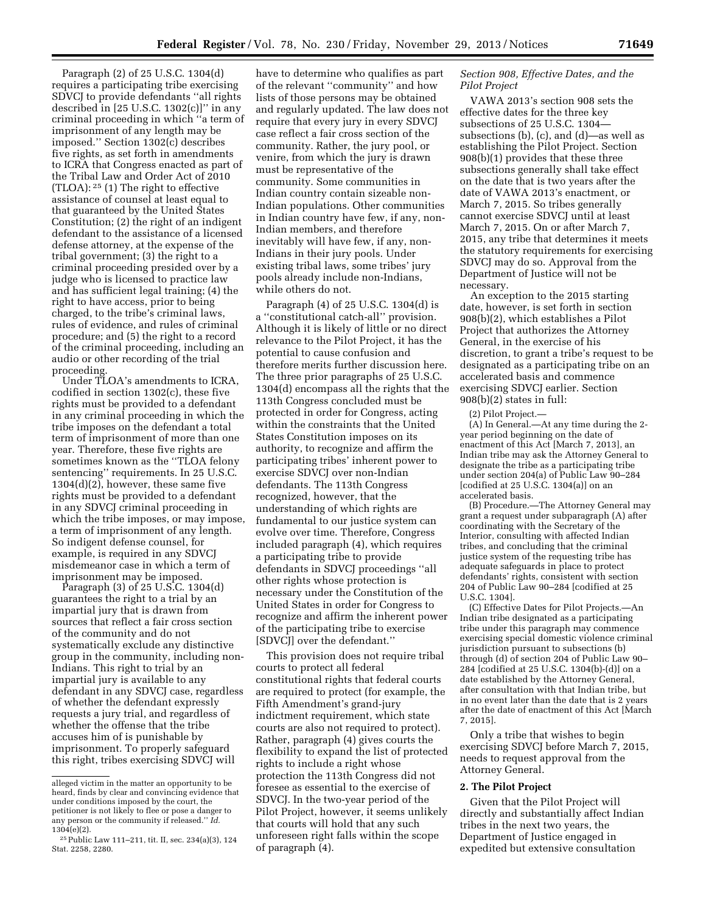Paragraph (2) of 25 U.S.C. 1304(d) requires a participating tribe exercising SDVCJ to provide defendants "all rights described in [25 U.S.C. 1302(c)]" in any criminal proceeding in which "a term of imprisonment of any length may be imposed." Section 1302(c) describes five rights, as set forth in amendments to ICRA that Congress enacted as part of the Tribal Law and Order Act of 2010 (TLOA): [25] (1) The right to effective assistance of counsel at least equal to that guaranteed by the United States Constitution; (2) the right of an indigent defendant to the assistance of a licensed defense attorney, at the expense of the tribal government; (3) the right to a criminal proceeding presided over by a judge who is licensed to practice law and has sufficient legal training; (4) the right to have access, prior to being charged, to the tribe's criminal laws, rules of evidence, and rules of criminal procedure; and (5) the right to a record of the criminal proceeding, including an audio or other recording of the trial proceeding.

Under TLOA's amendments to ICRA, codified in section 1302(c), these five rights must be provided to a defendant in any criminal proceeding in which the tribe imposes on the defendant a total term of imprisonment of more than one year. Therefore, these five rights are sometimes known as the "TLOA felony sentencing" requirements. In 25 U.S.C. 1304(d)(2), however, these same five rights must be provided to a defendant in any SDVCJ criminal proceeding in which the tribe imposes, or may impose, a term of imprisonment of any length. So indigent defense counsel, for example, is required in any SDVCJ misdemeanor case in which a term of imprisonment may be imposed.

Paragraph (3) of 25 U.S.C. 1304(d) guarantees the right to a trial by an impartial jury that is drawn from sources that reflect a fair cross section of the community and do not systematically exclude any distinctive group in the community, including non-Indians. This right to trial by an impartial jury is available to any defendant in any SDVCJ case, regardless of whether the defendant expressly requests a jury trial, and regardless of whether the offense that the tribe accuses him of is punishable by imprisonment. To properly safeguard this right, tribes exercising SDVCJ will have to determine who qualifies as part of the relevant "community" and how lists of those persons may be obtained and regularly updated. The law does not require that every jury in every SDVCJ case reflect a fair cross section of the community. Rather, the jury pool, or venire, from which the jury is drawn must be representative of the community. Some communities in Indian country contain sizeable non-Indian populations. Other communities in Indian country have few, if any, non-Indian members, and therefore inevitably will have few, if any, non-Indians in their jury pools. Under existing tribal laws, some tribes' jury pools already include non-Indians, while others do not.

Paragraph (4) of 25 U.S.C. 1304(d) is a "constitutional catch-all" provision. Although it is likely of little or no direct relevance to the Pilot Project, it has the potential to cause confusion and therefore merits further discussion here. The three prior paragraphs of 25 U.S.C. 1304(d) encompass all the rights that the 113th Congress concluded must be protected in order for Congress, acting within the constraints that the United States Constitution imposes on its authority, to recognize and affirm the participating tribes' inherent power to exercise SDVCJ over non-Indian defendants. The 113th Congress recognized, however, that the understanding of which rights are fundamental to our justice system can evolve over time. Therefore, Congress included paragraph (4), which requires a participating tribe to provide defendants in SDVCJ proceedings "all other rights whose protection is necessary under the Constitution of the United States in order for Congress to recognize and affirm the inherent power of the participating tribe to exercise [SDVCJ] over the defendant."

This provision does not require tribal courts to protect all federal constitutional rights that federal courts are required to protect (for example, the Fifth Amendment's grand-jury indictment requirement, which state courts are also not required to protect). Rather, paragraph (4) gives courts the flexibility to expand the list of protected rights to include a right whose protection the 113th Congress did not foresee as essential to the exercise of SDVCJ. In the two-year period of the Pilot Project, however, it seems unlikely that courts will hold that any such unforeseen right falls within the scope of paragraph (4).

*Section 908, Effective Dates, and the Pilot Project*

VAWA 2013's section 908 sets the effective dates for the three key subsections of 25 U.S.C. 1304—subsections (b), (c), and (d)—as well as establishing the Pilot Project. Section 908(b)(1) provides that these three subsections generally shall take effect on the date that is two years after the date of VAWA 2013's enactment, or March 7, 2015. So tribes generally cannot exercise SDVCJ until at least March 7, 2015. On or after March 7, 2015, any tribe that determines it meets the statutory requirements for exercising SDVCJ may do so. Approval from the Department of Justice will not be necessary.

An exception to the 2015 starting date, however, is set forth in section 908(b)(2), which establishes a Pilot Project that authorizes the Attorney General, in the exercise of his discretion, to grant a tribe's request to be designated as a participating tribe on an accelerated basis and commence exercising SDVCJ earlier. Section 908(b)(2) states in full:

(2) Pilot Project.—

(A) In General.—At any time during the 2-year period beginning on the date of enactment of this Act [March 7, 2013], an Indian tribe may ask the Attorney General to designate the tribe as a participating tribe under section 204(a) of Public Law 90–284 [codified at 25 U.S.C. 1304(a)] on an accelerated basis.

(B) Procedure.—The Attorney General may grant a request under subparagraph (A) after coordinating with the Secretary of the Interior, consulting with affected Indian tribes, and concluding that the criminal justice system of the requesting tribe has adequate safeguards in place to protect defendants' rights, consistent with section 204 of Public Law 90–284 [codified at 25 U.S.C. 1304].

(C) Effective Dates for Pilot Projects.—An Indian tribe designated as a participating tribe under this paragraph may commence exercising special domestic violence criminal jurisdiction pursuant to subsections (b) through (d) of section 204 of Public Law 90–284 [codified at 25 U.S.C. 1304(b)-(d)] on a date established by the Attorney General, after consultation with that Indian tribe, but in no event later than the date that is 2 years after the date of enactment of this Act [March 7, 2015].

Only a tribe that wishes to begin exercising SDVCJ before March 7, 2015, needs to request approval from the Attorney General.

## 2. The Pilot Project

Given that the Pilot Project will directly and substantially affect Indian tribes in the next two years, the Department of Justice engaged in expedited but extensive consultation

---

alleged victim in the matter an opportunity to be heard, finds by clear and convincing evidence that under conditions imposed by the court, the petitioner is not likely to flee or pose a danger to any person or the community if released." *Id.* 1304(e)(2).

[25] Public Law 111–211, tit. II, sec. 234(a)(3), 124 Stat. 2258, 2280.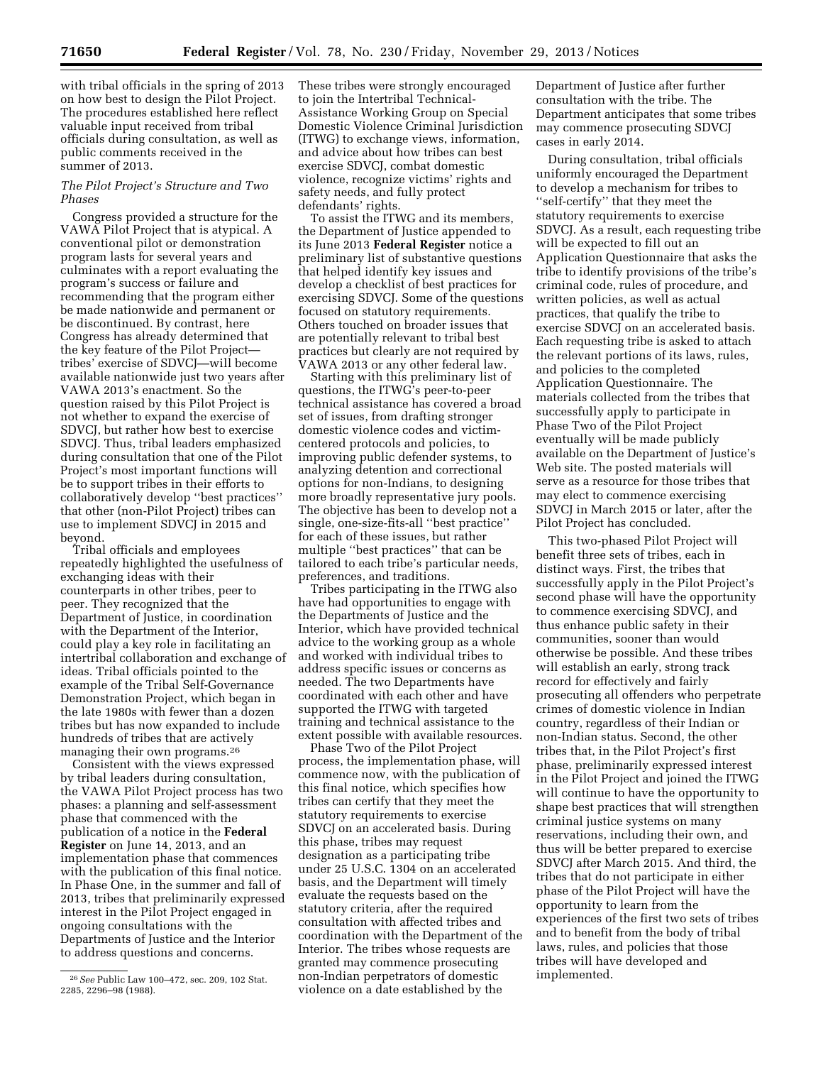with tribal officials in the spring of 2013 on how best to design the Pilot Project. The procedures established here reflect valuable input received from tribal officials during consultation, as well as public comments received in the summer of 2013.

*The Pilot Project's Structure and Two Phases*

Congress provided a structure for the VAWA Pilot Project that is atypical. A conventional pilot or demonstration program lasts for several years and culminates with a report evaluating the program's success or failure and recommending that the program either be made nationwide and permanent or be discontinued. By contrast, here Congress has already determined that the key feature of the Pilot Project—tribes' exercise of SDVCJ—will become available nationwide just two years after VAWA 2013's enactment. So the question raised by this Pilot Project is not whether to expand the exercise of SDVCJ, but rather how best to exercise SDVCJ. Thus, tribal leaders emphasized during consultation that one of the Pilot Project's most important functions will be to support tribes in their efforts to collaboratively develop ''best practices'' that other (non-Pilot Project) tribes can use to implement SDVCJ in 2015 and beyond.

Tribal officials and employees repeatedly highlighted the usefulness of exchanging ideas with their counterparts in other tribes, peer to peer. They recognized that the Department of Justice, in coordination with the Department of the Interior, could play a key role in facilitating an intertribal collaboration and exchange of ideas. Tribal officials pointed to the example of the Tribal Self-Governance Demonstration Project, which began in the late 1980s with fewer than a dozen tribes but has now expanded to include hundreds of tribes that are actively managing their own programs.[26]

Consistent with the views expressed by tribal leaders during consultation, the VAWA Pilot Project process has two phases: a planning and self-assessment phase that commenced with the publication of a notice in the **Federal Register** on June 14, 2013, and an implementation phase that commences with the publication of this final notice. In Phase One, in the summer and fall of 2013, tribes that preliminarily expressed interest in the Pilot Project engaged in ongoing consultations with the Departments of Justice and the Interior to address questions and concerns. These tribes were strongly encouraged to join the Intertribal Technical-Assistance Working Group on Special Domestic Violence Criminal Jurisdiction (ITWG) to exchange views, information, and advice about how tribes can best exercise SDVCJ, combat domestic violence, recognize victims' rights and safety needs, and fully protect defendants' rights.

To assist the ITWG and its members, the Department of Justice appended to its June 2013 **Federal Register** notice a preliminary list of substantive questions that helped identify key issues and develop a checklist of best practices for exercising SDVCJ. Some of the questions focused on statutory requirements. Others touched on broader issues that are potentially relevant to tribal best practices but clearly are not required by VAWA 2013 or any other federal law.

Starting with this preliminary list of questions, the ITWG's peer-to-peer technical assistance has covered a broad set of issues, from drafting stronger domestic violence codes and victim-centered protocols and policies, to improving public defender systems, to analyzing detention and correctional options for non-Indians, to designing more broadly representative jury pools. The objective has been to develop not a single, one-size-fits-all ''best practice'' for each of these issues, but rather multiple ''best practices'' that can be tailored to each tribe's particular needs, preferences, and traditions.

Tribes participating in the ITWG also have had opportunities to engage with the Departments of Justice and the Interior, which have provided technical advice to the working group as a whole and worked with individual tribes to address specific issues or concerns as needed. The two Departments have coordinated with each other and have supported the ITWG with targeted training and technical assistance to the extent possible with available resources.

Phase Two of the Pilot Project process, the implementation phase, will commence now, with the publication of this final notice, which specifies how tribes can certify that they meet the statutory requirements to exercise SDVCJ on an accelerated basis. During this phase, tribes may request designation as a participating tribe under 25 U.S.C. 1304 on an accelerated basis, and the Department will timely evaluate the requests based on the statutory criteria, after the required consultation with affected tribes and coordination with the Department of the Interior. The tribes whose requests are granted may commence prosecuting non-Indian perpetrators of domestic violence on a date established by the Department of Justice after further consultation with the tribe. The Department anticipates that some tribes may commence prosecuting SDVCJ cases in early 2014.

During consultation, tribal officials uniformly encouraged the Department to develop a mechanism for tribes to ''self-certify'' that they meet the statutory requirements to exercise SDVCJ. As a result, each requesting tribe will be expected to fill out an Application Questionnaire that asks the tribe to identify provisions of the tribe's criminal code, rules of procedure, and written policies, as well as actual practices, that qualify the tribe to exercise SDVCJ on an accelerated basis. Each requesting tribe is asked to attach the relevant portions of its laws, rules, and policies to the completed Application Questionnaire. The materials collected from the tribes that successfully apply to participate in Phase Two of the Pilot Project eventually will be made publicly available on the Department of Justice's Web site. The posted materials will serve as a resource for those tribes that may elect to commence exercising SDVCJ in March 2015 or later, after the Pilot Project has concluded.

This two-phased Pilot Project will benefit three sets of tribes, each in distinct ways. First, the tribes that successfully apply in the Pilot Project's second phase will have the opportunity to commence exercising SDVCJ, and thus enhance public safety in their communities, sooner than would otherwise be possible. And these tribes will establish an early, strong track record for effectively and fairly prosecuting all offenders who perpetrate crimes of domestic violence in Indian country, regardless of their Indian or non-Indian status. Second, the other tribes that, in the Pilot Project's first phase, preliminarily expressed interest in the Pilot Project and joined the ITWG will continue to have the opportunity to shape best practices that will strengthen criminal justice systems on many reservations, including their own, and thus will be better prepared to exercise SDVCJ after March 2015. And third, the tribes that do not participate in either phase of the Pilot Project will have the opportunity to learn from the experiences of the first two sets of tribes and to benefit from the body of tribal laws, rules, and policies that those tribes will have developed and implemented.

[26] *See* Public Law 100–472, sec. 209, 102 Stat. 2285, 2296–98 (1988).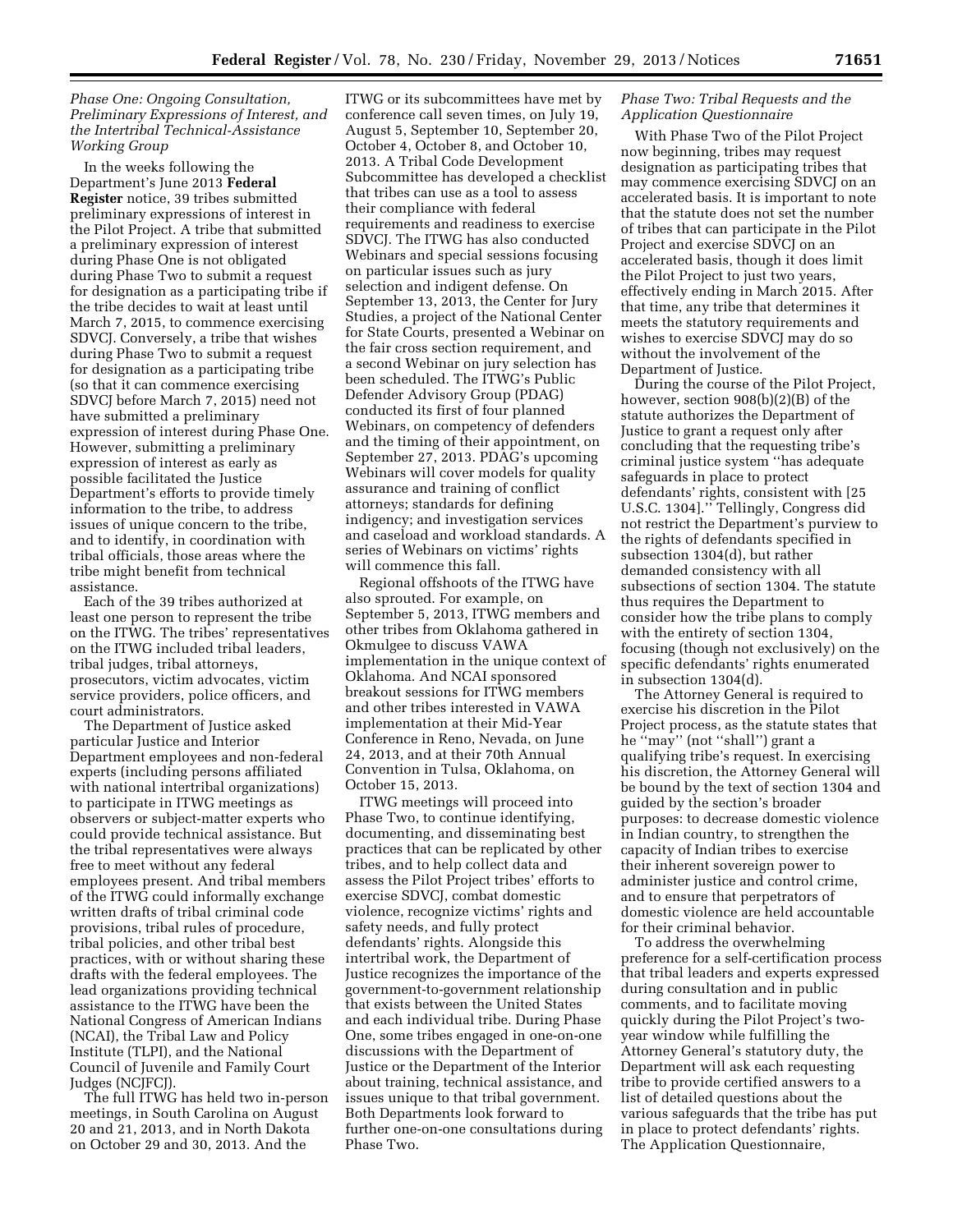*Phase One: Ongoing Consultation, Preliminary Expressions of Interest, and the Intertribal Technical-Assistance Working Group*

In the weeks following the Department's June 2013 **Federal Register** notice, 39 tribes submitted preliminary expressions of interest in the Pilot Project. A tribe that submitted a preliminary expression of interest during Phase One is not obligated during Phase Two to submit a request for designation as a participating tribe if the tribe decides to wait at least until March 7, 2015, to commence exercising SDVCJ. Conversely, a tribe that wishes during Phase Two to submit a request for designation as a participating tribe (so that it can commence exercising SDVCJ before March 7, 2015) need not have submitted a preliminary expression of interest during Phase One. However, submitting a preliminary expression of interest as early as possible facilitated the Justice Department's efforts to provide timely information to the tribe, to address issues of unique concern to the tribe, and to identify, in coordination with tribal officials, those areas where the tribe might benefit from technical assistance.

Each of the 39 tribes authorized at least one person to represent the tribe on the ITWG. The tribes' representatives on the ITWG included tribal leaders, tribal judges, tribal attorneys, prosecutors, victim advocates, victim service providers, police officers, and court administrators.

The Department of Justice asked particular Justice and Interior Department employees and non-federal experts (including persons affiliated with national intertribal organizations) to participate in ITWG meetings as observers or subject-matter experts who could provide technical assistance. But the tribal representatives were always free to meet without any federal employees present. And tribal members of the ITWG could informally exchange written drafts of tribal criminal code provisions, tribal rules of procedure, tribal policies, and other tribal best practices, with or without sharing these drafts with the federal employees. The lead organizations providing technical assistance to the ITWG have been the National Congress of American Indians (NCAI), the Tribal Law and Policy Institute (TLPI), and the National Council of Juvenile and Family Court Judges (NCJFCJ).

The full ITWG has held two in-person meetings, in South Carolina on August 20 and 21, 2013, and in North Dakota on October 29 and 30, 2013. And the ITWG or its subcommittees have met by conference call seven times, on July 19, August 5, September 10, September 20, October 4, October 8, and October 10, 2013. A Tribal Code Development Subcommittee has developed a checklist that tribes can use as a tool to assess their compliance with federal requirements and readiness to exercise SDVCJ. The ITWG has also conducted Webinars and special sessions focusing on particular issues such as jury selection and indigent defense. On September 13, 2013, the Center for Jury Studies, a project of the National Center for State Courts, presented a Webinar on the fair cross section requirement, and a second Webinar on jury selection has been scheduled. The ITWG's Public Defender Advisory Group (PDAG) conducted its first of four planned Webinars, on competency of defenders and the timing of their appointment, on September 27, 2013. PDAG's upcoming Webinars will cover models for quality assurance and training of conflict attorneys; standards for defining indigency; and investigation services and caseload and workload standards. A series of Webinars on victims' rights will commence this fall.

Regional offshoots of the ITWG have also sprouted. For example, on September 5, 2013, ITWG members and other tribes from Oklahoma gathered in Okmulgee to discuss VAWA implementation in the unique context of Oklahoma. And NCAI sponsored breakout sessions for ITWG members and other tribes interested in VAWA implementation at their Mid-Year Conference in Reno, Nevada, on June 24, 2013, and at their 70th Annual Convention in Tulsa, Oklahoma, on October 15, 2013.

ITWG meetings will proceed into Phase Two, to continue identifying, documenting, and disseminating best practices that can be replicated by other tribes, and to help collect data and assess the Pilot Project tribes' efforts to exercise SDVCJ, combat domestic violence, recognize victims' rights and safety needs, and fully protect defendants' rights. Alongside this intertribal work, the Department of Justice recognizes the importance of the government-to-government relationship that exists between the United States and each individual tribe. During Phase One, some tribes engaged in one-on-one discussions with the Department of Justice or the Department of the Interior about training, technical assistance, and issues unique to that tribal government. Both Departments look forward to further one-on-one consultations during Phase Two.

*Phase Two: Tribal Requests and the Application Questionnaire*

With Phase Two of the Pilot Project now beginning, tribes may request designation as participating tribes that may commence exercising SDVCJ on an accelerated basis. It is important to note that the statute does not set the number of tribes that can participate in the Pilot Project and exercise SDVCJ on an accelerated basis, though it does limit the Pilot Project to just two years, effectively ending in March 2015. After that time, any tribe that determines it meets the statutory requirements and wishes to exercise SDVCJ may do so without the involvement of the Department of Justice.

During the course of the Pilot Project, however, section 908(b)(2)(B) of the statute authorizes the Department of Justice to grant a request only after concluding that the requesting tribe's criminal justice system ''has adequate safeguards in place to protect defendants' rights, consistent with [25 U.S.C. 1304].'' Tellingly, Congress did not restrict the Department's purview to the rights of defendants specified in subsection 1304(d), but rather demanded consistency with all subsections of section 1304. The statute thus requires the Department to consider how the tribe plans to comply with the entirety of section 1304, focusing (though not exclusively) on the specific defendants' rights enumerated in subsection 1304(d).

The Attorney General is required to exercise his discretion in the Pilot Project process, as the statute states that he ''may'' (not ''shall'') grant a qualifying tribe's request. In exercising his discretion, the Attorney General will be bound by the text of section 1304 and guided by the section's broader purposes: to decrease domestic violence in Indian country, to strengthen the capacity of Indian tribes to exercise their inherent sovereign power to administer justice and control crime, and to ensure that perpetrators of domestic violence are held accountable for their criminal behavior.

To address the overwhelming preference for a self-certification process that tribal leaders and experts expressed during consultation and in public comments, and to facilitate moving quickly during the Pilot Project's two-year window while fulfilling the Attorney General's statutory duty, the Department will ask each requesting tribe to provide certified answers to a list of detailed questions about the various safeguards that the tribe has put in place to protect defendants' rights. The Application Questionnaire,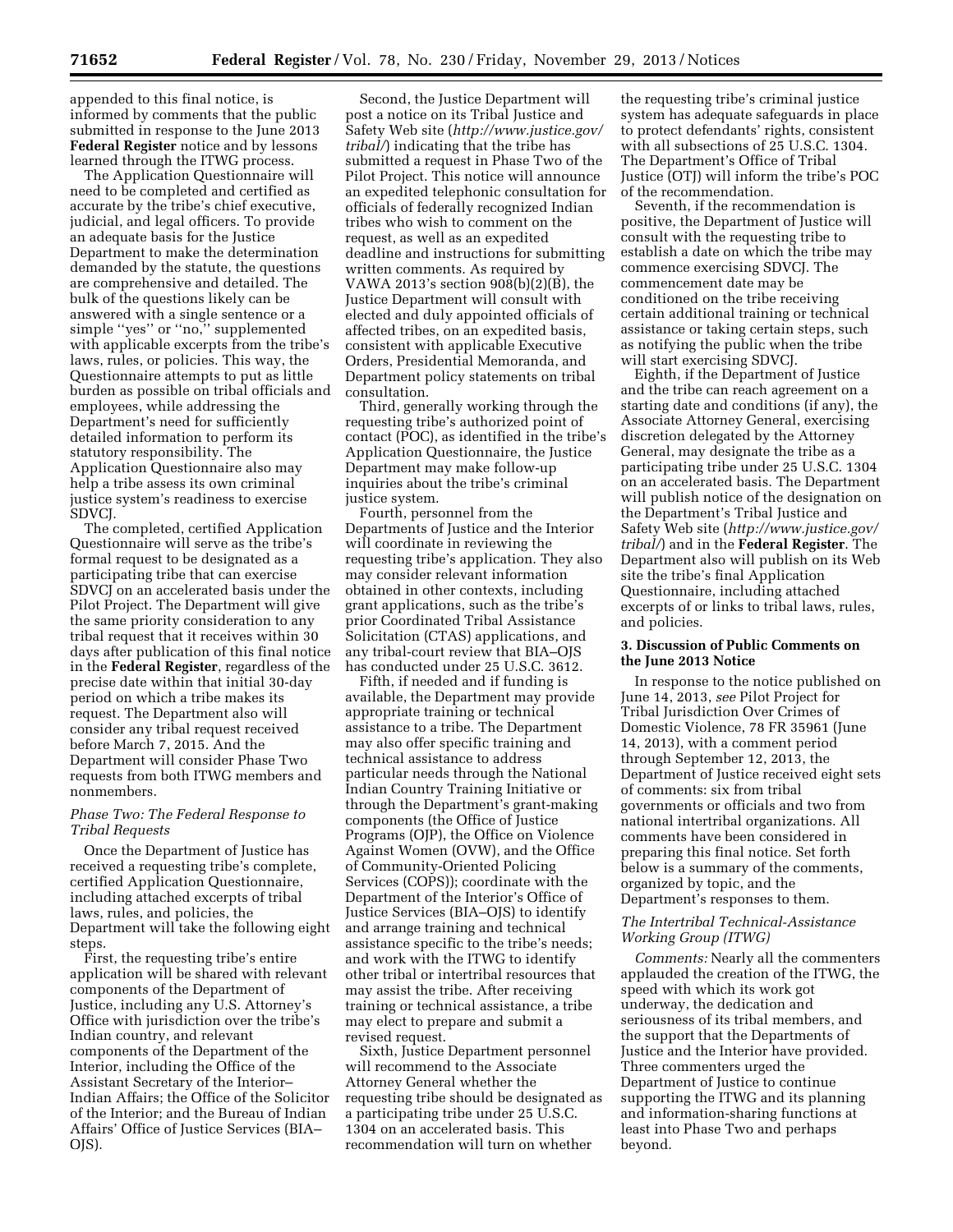appended to this final notice, is informed by comments that the public submitted in response to the June 2013 **Federal Register** notice and by lessons learned through the ITWG process.

The Application Questionnaire will need to be completed and certified as accurate by the tribe's chief executive, judicial, and legal officers. To provide an adequate basis for the Justice Department to make the determination demanded by the statute, the questions are comprehensive and detailed. The bulk of the questions likely can be answered with a single sentence or a simple ''yes'' or ''no,'' supplemented with applicable excerpts from the tribe's laws, rules, or policies. This way, the Questionnaire attempts to put as little burden as possible on tribal officials and employees, while addressing the Department's need for sufficiently detailed information to perform its statutory responsibility. The Application Questionnaire also may help a tribe assess its own criminal justice system's readiness to exercise SDVCJ.

The completed, certified Application Questionnaire will serve as the tribe's formal request to be designated as a participating tribe that can exercise SDVCJ on an accelerated basis under the Pilot Project. The Department will give the same priority consideration to any tribal request that it receives within 30 days after publication of this final notice in the **Federal Register**, regardless of the precise date within that initial 30-day period on which a tribe makes its request. The Department also will consider any tribal request received before March 7, 2015. And the Department will consider Phase Two requests from both ITWG members and nonmembers.

*Phase Two: The Federal Response to Tribal Requests*

Once the Department of Justice has received a requesting tribe's complete, certified Application Questionnaire, including attached excerpts of tribal laws, rules, and policies, the Department will take the following eight steps.

First, the requesting tribe's entire application will be shared with relevant components of the Department of Justice, including any U.S. Attorney's Office with jurisdiction over the tribe's Indian country, and relevant components of the Department of the Interior, including the Office of the Assistant Secretary of the Interior–Indian Affairs; the Office of the Solicitor of the Interior; and the Bureau of Indian Affairs' Office of Justice Services (BIA–OJS).

Second, the Justice Department will post a notice on its Tribal Justice and Safety Web site (*http://www.justice.gov/tribal/*) indicating that the tribe has submitted a request in Phase Two of the Pilot Project. This notice will announce an expedited telephonic consultation for officials of federally recognized Indian tribes who wish to comment on the request, as well as an expedited deadline and instructions for submitting written comments. As required by VAWA 2013's section 908(b)(2)(B), the Justice Department will consult with elected and duly appointed officials of affected tribes, on an expedited basis, consistent with applicable Executive Orders, Presidential Memoranda, and Department policy statements on tribal consultation.

Third, generally working through the requesting tribe's authorized point of contact (POC), as identified in the tribe's Application Questionnaire, the Justice Department may make follow-up inquiries about the tribe's criminal justice system.

Fourth, personnel from the Departments of Justice and the Interior will coordinate in reviewing the requesting tribe's application. They also may consider relevant information obtained in other contexts, including grant applications, such as the tribe's prior Coordinated Tribal Assistance Solicitation (CTAS) applications, and any tribal-court review that BIA–OJS has conducted under 25 U.S.C. 3612.

Fifth, if needed and if funding is available, the Department may provide appropriate training or technical assistance to a tribe. The Department may also offer specific training and technical assistance to address particular needs through the National Indian Country Training Initiative or through the Department's grant-making components (the Office of Justice Programs (OJP), the Office on Violence Against Women (OVW), and the Office of Community-Oriented Policing Services (COPS)); coordinate with the Department of the Interior's Office of Justice Services (BIA–OJS) to identify and arrange training and technical assistance specific to the tribe's needs; and work with the ITWG to identify other tribal or intertribal resources that may assist the tribe. After receiving training or technical assistance, a tribe may elect to prepare and submit a revised request.

Sixth, Justice Department personnel will recommend to the Associate Attorney General whether the requesting tribe should be designated as a participating tribe under 25 U.S.C. 1304 on an accelerated basis. This recommendation will turn on whether the requesting tribe's criminal justice system has adequate safeguards in place to protect defendants' rights, consistent with all subsections of 25 U.S.C. 1304. The Department's Office of Tribal Justice (OTJ) will inform the tribe's POC of the recommendation.

Seventh, if the recommendation is positive, the Department of Justice will consult with the requesting tribe to establish a date on which the tribe may commence exercising SDVCJ. The commencement date may be conditioned on the tribe receiving certain additional training or technical assistance or taking certain steps, such as notifying the public when the tribe will start exercising SDVCJ.

Eighth, if the Department of Justice and the tribe can reach agreement on a starting date and conditions (if any), the Associate Attorney General, exercising discretion delegated by the Attorney General, may designate the tribe as a participating tribe under 25 U.S.C. 1304 on an accelerated basis. The Department will publish notice of the designation on the Department's Tribal Justice and Safety Web site (*http://www.justice.gov/tribal/*) and in the **Federal Register**. The Department also will publish on its Web site the tribe's final Application Questionnaire, including attached excerpts of or links to tribal laws, rules, and policies.

### 3. Discussion of Public Comments on the June 2013 Notice

In response to the notice published on June 14, 2013, *see* Pilot Project for Tribal Jurisdiction Over Crimes of Domestic Violence, 78 FR 35961 (June 14, 2013), with a comment period through September 12, 2013, the Department of Justice received eight sets of comments: six from tribal governments or officials and two from national intertribal organizations. All comments have been considered in preparing this final notice. Set forth below is a summary of the comments, organized by topic, and the Department's responses to them.

*The Intertribal Technical-Assistance Working Group (ITWG)*

*Comments:* Nearly all the commenters applauded the creation of the ITWG, the speed with which its work got underway, the dedication and seriousness of its tribal members, and the support that the Departments of Justice and the Interior have provided. Three commenters urged the Department of Justice to continue supporting the ITWG and its planning and information-sharing functions at least into Phase Two and perhaps beyond.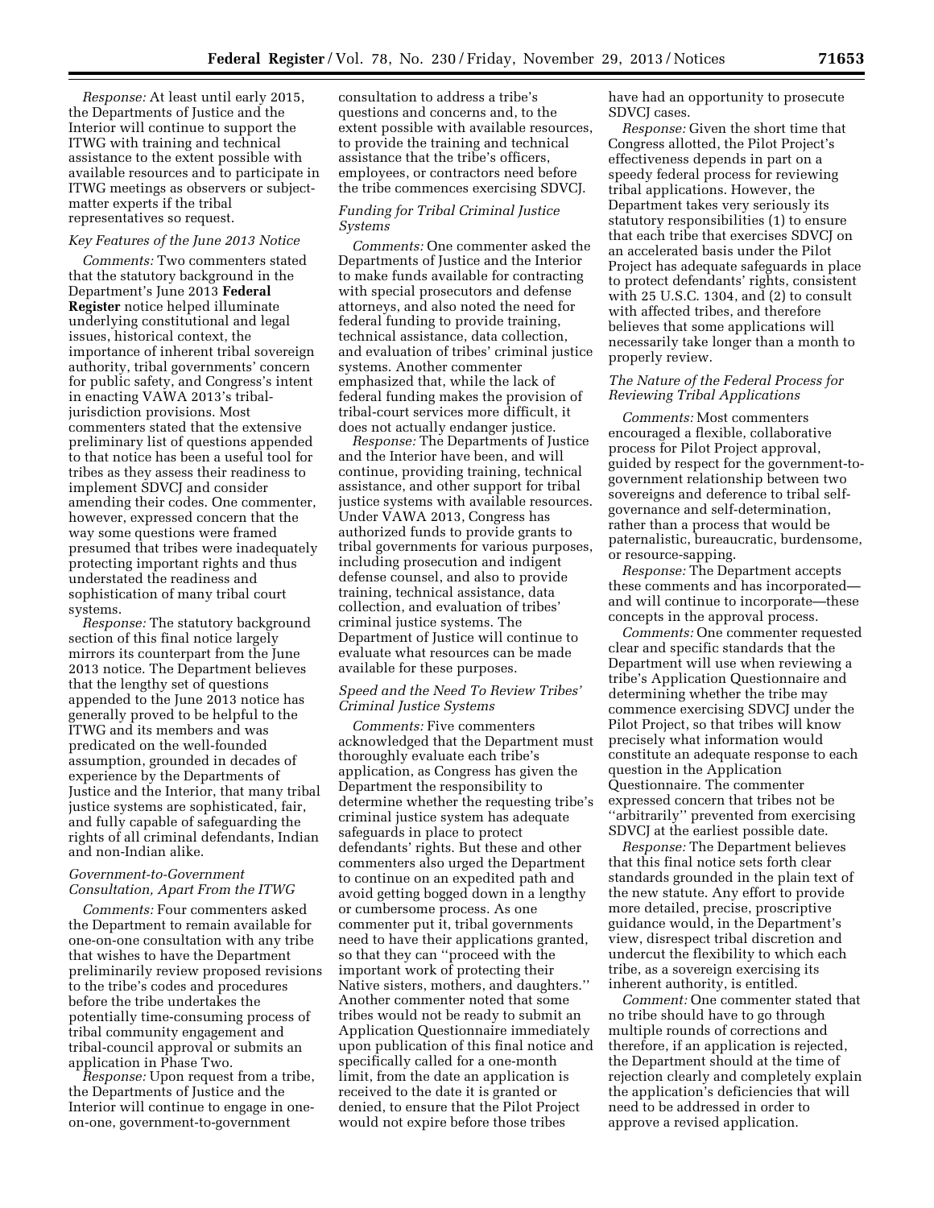*Response:* At least until early 2015, the Departments of Justice and the Interior will continue to support the ITWG with training and technical assistance to the extent possible with available resources and to participate in ITWG meetings as observers or subject-matter experts if the tribal representatives so request.

### *Key Features of the June 2013 Notice*

*Comments:* Two commenters stated that the statutory background in the Department's June 2013 **Federal Register** notice helped illuminate underlying constitutional and legal issues, historical context, the importance of inherent tribal sovereign authority, tribal governments' concern for public safety, and Congress's intent in enacting VAWA 2013's tribal-jurisdiction provisions. Most commenters stated that the extensive preliminary list of questions appended to that notice has been a useful tool for tribes as they assess their readiness to implement SDVCJ and consider amending their codes. One commenter, however, expressed concern that the way some questions were framed presumed that tribes were inadequately protecting important rights and thus understated the readiness and sophistication of many tribal court systems.

*Response:* The statutory background section of this final notice largely mirrors its counterpart from the June 2013 notice. The Department believes that the lengthy set of questions appended to the June 2013 notice has generally proved to be helpful to the ITWG and its members and was predicated on the well-founded assumption, grounded in decades of experience by the Departments of Justice and the Interior, that many tribal justice systems are sophisticated, fair, and fully capable of safeguarding the rights of all criminal defendants, Indian and non-Indian alike.

### *Government-to-Government Consultation, Apart From the ITWG*

*Comments:* Four commenters asked the Department to remain available for one-on-one consultation with any tribe that wishes to have the Department preliminarily review proposed revisions to the tribe's codes and procedures before the tribe undertakes the potentially time-consuming process of tribal community engagement and tribal-council approval or submits an application in Phase Two.

*Response:* Upon request from a tribe, the Departments of Justice and the Interior will continue to engage in one-on-one, government-to-government consultation to address a tribe's questions and concerns and, to the extent possible with available resources, to provide the training and technical assistance that the tribe's officers, employees, or contractors need before the tribe commences exercising SDVCJ.

### *Funding for Tribal Criminal Justice Systems*

*Comments:* One commenter asked the Departments of Justice and the Interior to make funds available for contracting with special prosecutors and defense attorneys, and also noted the need for federal funding to provide training, technical assistance, data collection, and evaluation of tribes' criminal justice systems. Another commenter emphasized that, while the lack of federal funding makes the provision of tribal-court services more difficult, it does not actually endanger justice.

*Response:* The Departments of Justice and the Interior have been, and will continue, providing training, technical assistance, and other support for tribal justice systems with available resources. Under VAWA 2013, Congress has authorized funds to provide grants to tribal governments for various purposes, including prosecution and indigent defense counsel, and also to provide training, technical assistance, data collection, and evaluation of tribes' criminal justice systems. The Department of Justice will continue to evaluate what resources can be made available for these purposes.

### *Speed and the Need To Review Tribes' Criminal Justice Systems*

*Comments:* Five commenters acknowledged that the Department must thoroughly evaluate each tribe's application, as Congress has given the Department the responsibility to determine whether the requesting tribe's criminal justice system has adequate safeguards in place to protect defendants' rights. But these and other commenters also urged the Department to continue on an expedited path and avoid getting bogged down in a lengthy or cumbersome process. As one commenter put it, tribal governments need to have their applications granted, so that they can "proceed with the important work of protecting their Native sisters, mothers, and daughters." Another commenter noted that some tribes would not be ready to submit an Application Questionnaire immediately upon publication of this final notice and specifically called for a one-month limit, from the date an application is received to the date it is granted or denied, to ensure that the Pilot Project would not expire before those tribes have had an opportunity to prosecute SDVCJ cases.

*Response:* Given the short time that Congress allotted, the Pilot Project's effectiveness depends in part on a speedy federal process for reviewing tribal applications. However, the Department takes very seriously its statutory responsibilities (1) to ensure that each tribe that exercises SDVCJ on an accelerated basis under the Pilot Project has adequate safeguards in place to protect defendants' rights, consistent with 25 U.S.C. 1304, and (2) to consult with affected tribes, and therefore believes that some applications will necessarily take longer than a month to properly review.

### *The Nature of the Federal Process for Reviewing Tribal Applications*

*Comments:* Most commenters encouraged a flexible, collaborative process for Pilot Project approval, guided by respect for the government-to-government relationship between two sovereigns and deference to tribal self-governance and self-determination, rather than a process that would be paternalistic, bureaucratic, burdensome, or resource-sapping.

*Response:* The Department accepts these comments and has incorporated—and will continue to incorporate—these concepts in the approval process.

*Comments:* One commenter requested clear and specific standards that the Department will use when reviewing a tribe's Application Questionnaire and determining whether the tribe may commence exercising SDVCJ under the Pilot Project, so that tribes will know precisely what information would constitute an adequate response to each question in the Application Questionnaire. The commenter expressed concern that tribes not be "arbitrarily" prevented from exercising SDVCJ at the earliest possible date.

*Response:* The Department believes that this final notice sets forth clear standards grounded in the plain text of the new statute. Any effort to provide more detailed, precise, proscriptive guidance would, in the Department's view, disrespect tribal discretion and undercut the flexibility to which each tribe, as a sovereign exercising its inherent authority, is entitled.

*Comment:* One commenter stated that no tribe should have to go through multiple rounds of corrections and therefore, if an application is rejected, the Department should at the time of rejection clearly and completely explain the application's deficiencies that will need to be addressed in order to approve a revised application.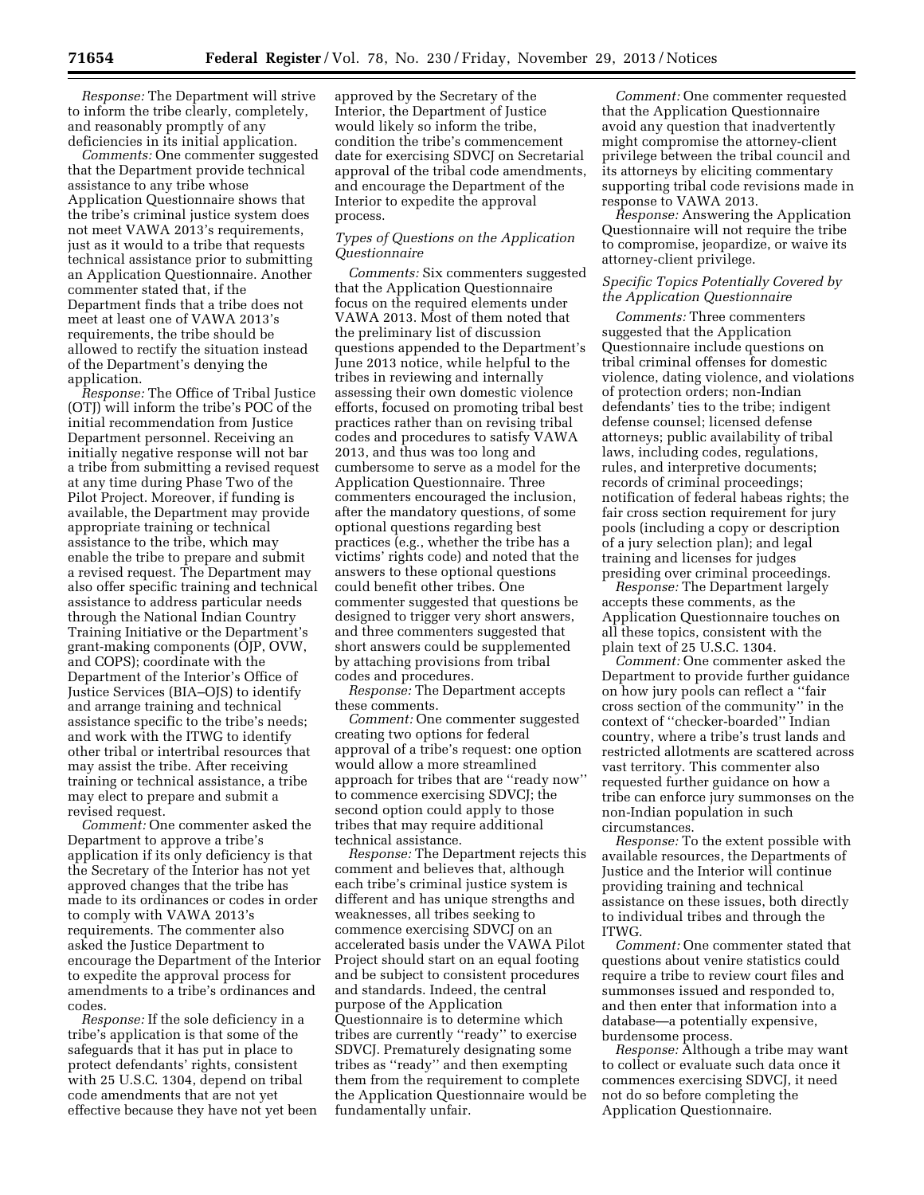*Response:* The Department will strive to inform the tribe clearly, completely, and reasonably promptly of any deficiencies in its initial application.

*Comments:* One commenter suggested that the Department provide technical assistance to any tribe whose Application Questionnaire shows that the tribe's criminal justice system does not meet VAWA 2013's requirements, just as it would to a tribe that requests technical assistance prior to submitting an Application Questionnaire. Another commenter stated that, if the Department finds that a tribe does not meet at least one of VAWA 2013's requirements, the tribe should be allowed to rectify the situation instead of the Department's denying the application.

*Response:* The Office of Tribal Justice (OTJ) will inform the tribe's POC of the initial recommendation from Justice Department personnel. Receiving an initially negative response will not bar a tribe from submitting a revised request at any time during Phase Two of the Pilot Project. Moreover, if funding is available, the Department may provide appropriate training or technical assistance to the tribe, which may enable the tribe to prepare and submit a revised request. The Department may also offer specific training and technical assistance to address particular needs through the National Indian Country Training Initiative or the Department's grant-making components (OJP, OVW, and COPS); coordinate with the Department of the Interior's Office of Justice Services (BIA–OJS) to identify and arrange training and technical assistance specific to the tribe's needs; and work with the ITWG to identify other tribal or intertribal resources that may assist the tribe. After receiving training or technical assistance, a tribe may elect to prepare and submit a revised request.

*Comment:* One commenter asked the Department to approve a tribe's application if its only deficiency is that the Secretary of the Interior has not yet approved changes that the tribe has made to its ordinances or codes in order to comply with VAWA 2013's requirements. The commenter also asked the Justice Department to encourage the Department of the Interior to expedite the approval process for amendments to a tribe's ordinances and codes.

*Response:* If the sole deficiency in a tribe's application is that some of the safeguards that it has put in place to protect defendants' rights, consistent with 25 U.S.C. 1304, depend on tribal code amendments that are not yet effective because they have not yet been approved by the Secretary of the Interior, the Department of Justice would likely so inform the tribe, condition the tribe's commencement date for exercising SDVCJ on Secretarial approval of the tribal code amendments, and encourage the Department of the Interior to expedite the approval process.

*Types of Questions on the Application Questionnaire*

*Comments:* Six commenters suggested that the Application Questionnaire focus on the required elements under VAWA 2013. Most of them noted that the preliminary list of discussion questions appended to the Department's June 2013 notice, while helpful to the tribes in reviewing and internally assessing their own domestic violence efforts, focused on promoting tribal best practices rather than on revising tribal codes and procedures to satisfy VAWA 2013, and thus was too long and cumbersome to serve as a model for the Application Questionnaire. Three commenters encouraged the inclusion, after the mandatory questions, of some optional questions regarding best practices (e.g., whether the tribe has a victims' rights code) and noted that the answers to these optional questions could benefit other tribes. One commenter suggested that questions be designed to trigger very short answers, and three commenters suggested that short answers could be supplemented by attaching provisions from tribal codes and procedures.

*Response:* The Department accepts these comments.

*Comment:* One commenter suggested creating two options for federal approval of a tribe's request: one option would allow a more streamlined approach for tribes that are "ready now" to commence exercising SDVCJ; the second option could apply to those tribes that may require additional technical assistance.

*Response:* The Department rejects this comment and believes that, although each tribe's criminal justice system is different and has unique strengths and weaknesses, all tribes seeking to commence exercising SDVCJ on an accelerated basis under the VAWA Pilot Project should start on an equal footing and be subject to consistent procedures and standards. Indeed, the central purpose of the Application Questionnaire is to determine which tribes are currently "ready" to exercise SDVCJ. Prematurely designating some tribes as "ready" and then exempting them from the requirement to complete the Application Questionnaire would be fundamentally unfair.

*Comment:* One commenter requested that the Application Questionnaire avoid any question that inadvertently might compromise the attorney-client privilege between the tribal council and its attorneys by eliciting commentary supporting tribal code revisions made in response to VAWA 2013.

*Response:* Answering the Application Questionnaire will not require the tribe to compromise, jeopardize, or waive its attorney-client privilege.

*Specific Topics Potentially Covered by the Application Questionnaire*

*Comments:* Three commenters suggested that the Application Questionnaire include questions on tribal criminal offenses for domestic violence, dating violence, and violations of protection orders; non-Indian defendants' ties to the tribe; indigent defense counsel; licensed defense attorneys; public availability of tribal laws, including codes, regulations, rules, and interpretive documents; records of criminal proceedings; notification of federal habeas rights; the fair cross section requirement for jury pools (including a copy or description of a jury selection plan); and legal training and licenses for judges presiding over criminal proceedings.

*Response:* The Department largely accepts these comments, as the Application Questionnaire touches on all these topics, consistent with the plain text of 25 U.S.C. 1304.

*Comment:* One commenter asked the Department to provide further guidance on how jury pools can reflect a "fair cross section of the community" in the context of "checker-boarded" Indian country, where a tribe's trust lands and restricted allotments are scattered across vast territory. This commenter also requested further guidance on how a tribe can enforce jury summonses on the non-Indian population in such circumstances.

*Response:* To the extent possible with available resources, the Departments of Justice and the Interior will continue providing training and technical assistance on these issues, both directly to individual tribes and through the ITWG.

*Comment:* One commenter stated that questions about venire statistics could require a tribe to review court files and summonses issued and responded to, and then enter that information into a database—a potentially expensive, burdensome process.

*Response:* Although a tribe may want to collect or evaluate such data once it commences exercising SDVCJ, it need not do so before completing the Application Questionnaire.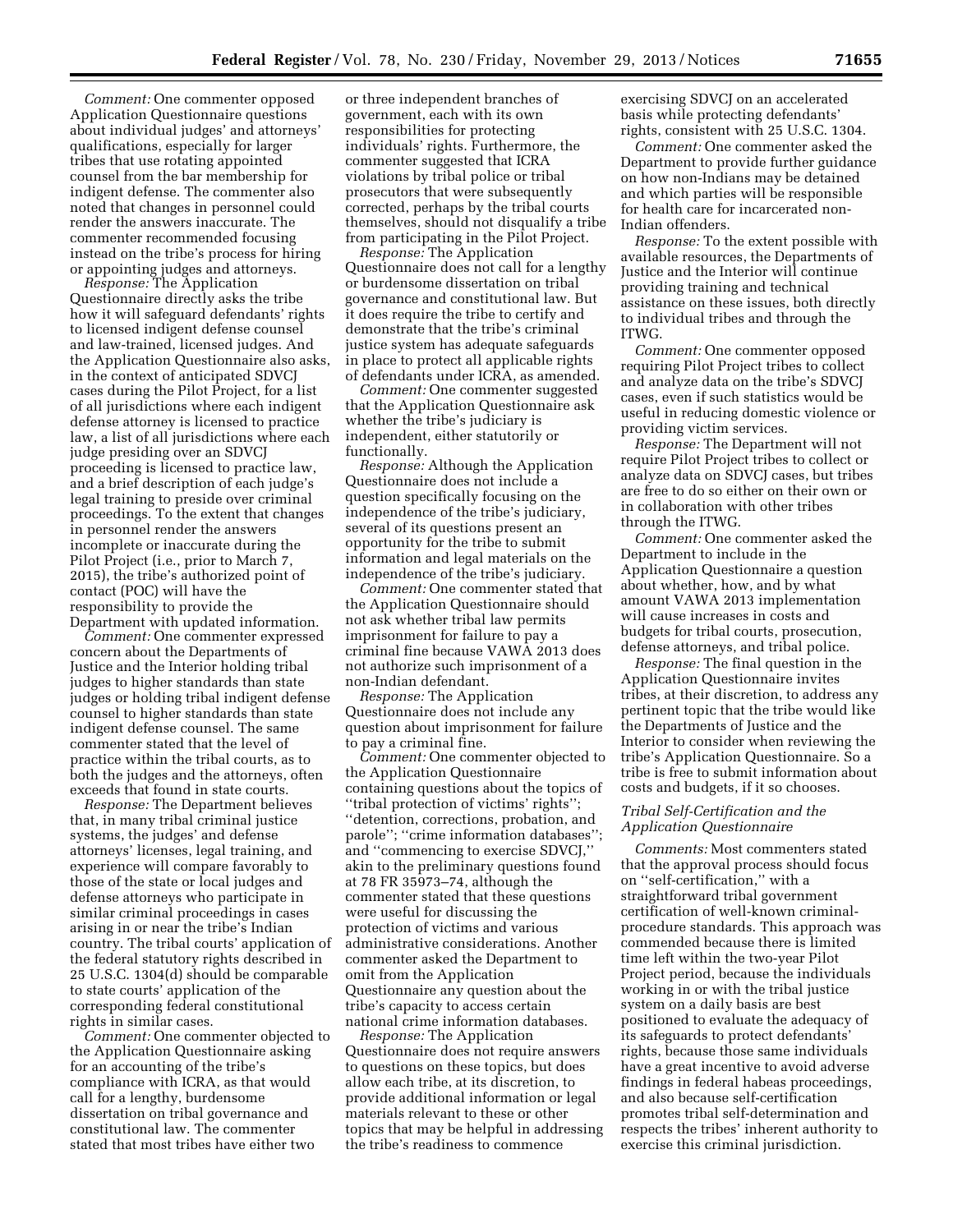*Comment:* One commenter opposed Application Questionnaire questions about individual judges' and attorneys' qualifications, especially for larger tribes that use rotating appointed counsel from the bar membership for indigent defense. The commenter also noted that changes in personnel could render the answers inaccurate. The commenter recommended focusing instead on the tribe's process for hiring or appointing judges and attorneys.

*Response:* The Application Questionnaire directly asks the tribe how it will safeguard defendants' rights to licensed indigent defense counsel and law-trained, licensed judges. And the Application Questionnaire also asks, in the context of anticipated SDVCJ cases during the Pilot Project, for a list of all jurisdictions where each indigent defense attorney is licensed to practice law, a list of all jurisdictions where each judge presiding over an SDVCJ proceeding is licensed to practice law, and a brief description of each judge's legal training to preside over criminal proceedings. To the extent that changes in personnel render the answers incomplete or inaccurate during the Pilot Project (i.e., prior to March 7, 2015), the tribe's authorized point of contact (POC) will have the responsibility to provide the Department with updated information.

*Comment:* One commenter expressed concern about the Departments of Justice and the Interior holding tribal judges to higher standards than state judges or holding tribal indigent defense counsel to higher standards than state indigent defense counsel. The same commenter stated that the level of practice within the tribal courts, as to both the judges and the attorneys, often exceeds that found in state courts.

*Response:* The Department believes that, in many tribal criminal justice systems, the judges' and defense attorneys' licenses, legal training, and experience will compare favorably to those of the state or local judges and defense attorneys who participate in similar criminal proceedings in cases arising in or near the tribe's Indian country. The tribal courts' application of the federal statutory rights described in 25 U.S.C. 1304(d) should be comparable to state courts' application of the corresponding federal constitutional rights in similar cases.

*Comment:* One commenter objected to the Application Questionnaire asking for an accounting of the tribe's compliance with ICRA, as that would call for a lengthy, burdensome dissertation on tribal governance and constitutional law. The commenter stated that most tribes have either two or three independent branches of government, each with its own responsibilities for protecting individuals' rights. Furthermore, the commenter suggested that ICRA violations by tribal police or tribal prosecutors that were subsequently corrected, perhaps by the tribal courts themselves, should not disqualify a tribe from participating in the Pilot Project.

*Response:* The Application Questionnaire does not call for a lengthy or burdensome dissertation on tribal governance and constitutional law. But it does require the tribe to certify and demonstrate that the tribe's criminal justice system has adequate safeguards in place to protect all applicable rights of defendants under ICRA, as amended.

*Comment:* One commenter suggested that the Application Questionnaire ask whether the tribe's judiciary is independent, either statutorily or functionally.

*Response:* Although the Application Questionnaire does not include a question specifically focusing on the independence of the tribe's judiciary, several of its questions present an opportunity for the tribe to submit information and legal materials on the independence of the tribe's judiciary.

*Comment:* One commenter stated that the Application Questionnaire should not ask whether tribal law permits imprisonment for failure to pay a criminal fine because VAWA 2013 does not authorize such imprisonment of a non-Indian defendant.

*Response:* The Application Questionnaire does not include any question about imprisonment for failure to pay a criminal fine.

*Comment:* One commenter objected to the Application Questionnaire containing questions about the topics of ''tribal protection of victims' rights''; ''detention, corrections, probation, and parole''; ''crime information databases''; and ''commencing to exercise SDVCJ,'' akin to the preliminary questions found at 78 FR 35973–74, although the commenter stated that these questions were useful for discussing the protection of victims and various administrative considerations. Another commenter asked the Department to omit from the Application Questionnaire any question about the tribe's capacity to access certain national crime information databases.

*Response:* The Application Questionnaire does not require answers to questions on these topics, but does allow each tribe, at its discretion, to provide additional information or legal materials relevant to these or other topics that may be helpful in addressing the tribe's readiness to commence exercising SDVCJ on an accelerated basis while protecting defendants' rights, consistent with 25 U.S.C. 1304.

*Comment:* One commenter asked the Department to provide further guidance on how non-Indians may be detained and which parties will be responsible for health care for incarcerated non-Indian offenders.

*Response:* To the extent possible with available resources, the Departments of Justice and the Interior will continue providing training and technical assistance on these issues, both directly to individual tribes and through the ITWG.

*Comment:* One commenter opposed requiring Pilot Project tribes to collect and analyze data on the tribe's SDVCJ cases, even if such statistics would be useful in reducing domestic violence or providing victim services.

*Response:* The Department will not require Pilot Project tribes to collect or analyze data on SDVCJ cases, but tribes are free to do so either on their own or in collaboration with other tribes through the ITWG.

*Comment:* One commenter asked the Department to include in the Application Questionnaire a question about whether, how, and by what amount VAWA 2013 implementation will cause increases in costs and budgets for tribal courts, prosecution, defense attorneys, and tribal police.

*Response:* The final question in the Application Questionnaire invites tribes, at their discretion, to address any pertinent topic that the tribe would like the Departments of Justice and the Interior to consider when reviewing the tribe's Application Questionnaire. So a tribe is free to submit information about costs and budgets, if it so chooses.

### *Tribal Self-Certification and the Application Questionnaire*

*Comments:* Most commenters stated that the approval process should focus on ''self-certification,'' with a straightforward tribal government certification of well-known criminal-procedure standards. This approach was commended because there is limited time left within the two-year Pilot Project period, because the individuals working in or with the tribal justice system on a daily basis are best positioned to evaluate the adequacy of its safeguards to protect defendants' rights, because those same individuals have a great incentive to avoid adverse findings in federal habeas proceedings, and also because self-certification promotes tribal self-determination and respects the tribes' inherent authority to exercise this criminal jurisdiction.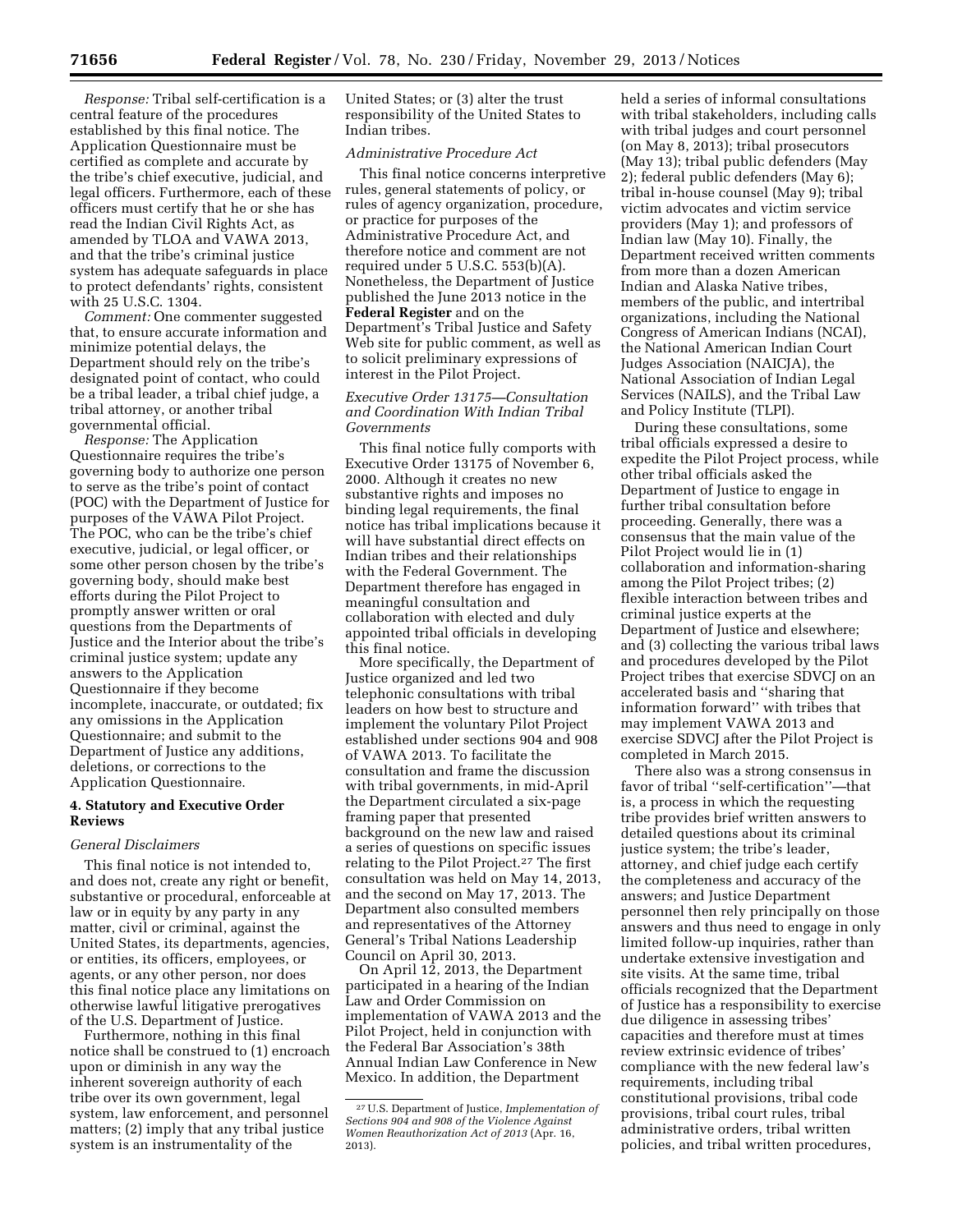*Response:* Tribal self-certification is a central feature of the procedures established by this final notice. The Application Questionnaire must be certified as complete and accurate by the tribe's chief executive, judicial, and legal officers. Furthermore, each of these officers must certify that he or she has read the Indian Civil Rights Act, as amended by TLOA and VAWA 2013, and that the tribe's criminal justice system has adequate safeguards in place to protect defendants' rights, consistent with 25 U.S.C. 1304.

*Comment:* One commenter suggested that, to ensure accurate information and minimize potential delays, the Department should rely on the tribe's designated point of contact, who could be a tribal leader, a tribal chief judge, a tribal attorney, or another tribal governmental official.

*Response:* The Application Questionnaire requires the tribe's governing body to authorize one person to serve as the tribe's point of contact (POC) with the Department of Justice for purposes of the VAWA Pilot Project. The POC, who can be the tribe's chief executive, judicial, or legal officer, or some other person chosen by the tribe's governing body, should make best efforts during the Pilot Project to promptly answer written or oral questions from the Departments of Justice and the Interior about the tribe's criminal justice system; update any answers to the Application Questionnaire if they become incomplete, inaccurate, or outdated; fix any omissions in the Application Questionnaire; and submit to the Department of Justice any additions, deletions, or corrections to the Application Questionnaire.

## 4. Statutory and Executive Order Reviews

### *General Disclaimers*

This final notice is not intended to, and does not, create any right or benefit, substantive or procedural, enforceable at law or in equity by any party in any matter, civil or criminal, against the United States, its departments, agencies, or entities, its officers, employees, or agents, or any other person, nor does this final notice place any limitations on otherwise lawful litigative prerogatives of the U.S. Department of Justice.

Furthermore, nothing in this final notice shall be construed to (1) encroach upon or diminish in any way the inherent sovereign authority of each tribe over its own government, legal system, law enforcement, and personnel matters; (2) imply that any tribal justice system is an instrumentality of the United States; or (3) alter the trust responsibility of the United States to Indian tribes.

### *Administrative Procedure Act*

This final notice concerns interpretive rules, general statements of policy, or rules of agency organization, procedure, or practice for purposes of the Administrative Procedure Act, and therefore notice and comment are not required under 5 U.S.C. 553(b)(A). Nonetheless, the Department of Justice published the June 2013 notice in the **Federal Register** and on the Department's Tribal Justice and Safety Web site for public comment, as well as to solicit preliminary expressions of interest in the Pilot Project.

### *Executive Order 13175—Consultation and Coordination With Indian Tribal Governments*

This final notice fully comports with Executive Order 13175 of November 6, 2000. Although it creates no new substantive rights and imposes no binding legal requirements, the final notice has tribal implications because it will have substantial direct effects on Indian tribes and their relationships with the Federal Government. The Department therefore has engaged in meaningful consultation and collaboration with elected and duly appointed tribal officials in developing this final notice.

More specifically, the Department of Justice organized and led two telephonic consultations with tribal leaders on how best to structure and implement the voluntary Pilot Project established under sections 904 and 908 of VAWA 2013. To facilitate the consultation and frame the discussion with tribal governments, in mid-April the Department circulated a six-page framing paper that presented background on the new law and raised a series of questions on specific issues relating to the Pilot Project.[27] The first consultation was held on May 14, 2013, and the second on May 17, 2013. The Department also consulted members and representatives of the Attorney General's Tribal Nations Leadership Council on April 30, 2013.

On April 12, 2013, the Department participated in a hearing of the Indian Law and Order Commission on implementation of VAWA 2013 and the Pilot Project, held in conjunction with the Federal Bar Association's 38th Annual Indian Law Conference in New Mexico. In addition, the Department held a series of informal consultations with tribal stakeholders, including calls with tribal judges and court personnel (on May 8, 2013); tribal prosecutors (May 13); tribal public defenders (May 2); federal public defenders (May 6); tribal in-house counsel (May 9); tribal victim advocates and victim service providers (May 1); and professors of Indian law (May 10). Finally, the Department received written comments from more than a dozen American Indian and Alaska Native tribes, members of the public, and intertribal organizations, including the National Congress of American Indians (NCAI), the National American Indian Court Judges Association (NAICJA), the National Association of Indian Legal Services (NAILS), and the Tribal Law and Policy Institute (TLPI).

During these consultations, some tribal officials expressed a desire to expedite the Pilot Project process, while other tribal officials asked the Department of Justice to engage in further tribal consultation before proceeding. Generally, there was a consensus that the main value of the Pilot Project would lie in (1) collaboration and information-sharing among the Pilot Project tribes; (2) flexible interaction between tribes and criminal justice experts at the Department of Justice and elsewhere; and (3) collecting the various tribal laws and procedures developed by the Pilot Project tribes that exercise SDVCJ on an accelerated basis and ''sharing that information forward'' with tribes that may implement VAWA 2013 and exercise SDVCJ after the Pilot Project is completed in March 2015.

There also was a strong consensus in favor of tribal ''self-certification''—that is, a process in which the requesting tribe provides brief written answers to detailed questions about its criminal justice system; the tribe's leader, attorney, and chief judge each certify the completeness and accuracy of the answers; and Justice Department personnel then rely principally on those answers and thus need to engage in only limited follow-up inquiries, rather than undertake extensive investigation and site visits. At the same time, tribal officials recognized that the Department of Justice has a responsibility to exercise due diligence in assessing tribes' capacities and therefore must at times review extrinsic evidence of tribes' compliance with the new federal law's requirements, including tribal constitutional provisions, tribal code provisions, tribal court rules, tribal administrative orders, tribal written policies, and tribal written procedures,

[27] U.S. Department of Justice, *Implementation of Sections 904 and 908 of the Violence Against Women Reauthorization Act of 2013* (Apr. 16, 2013).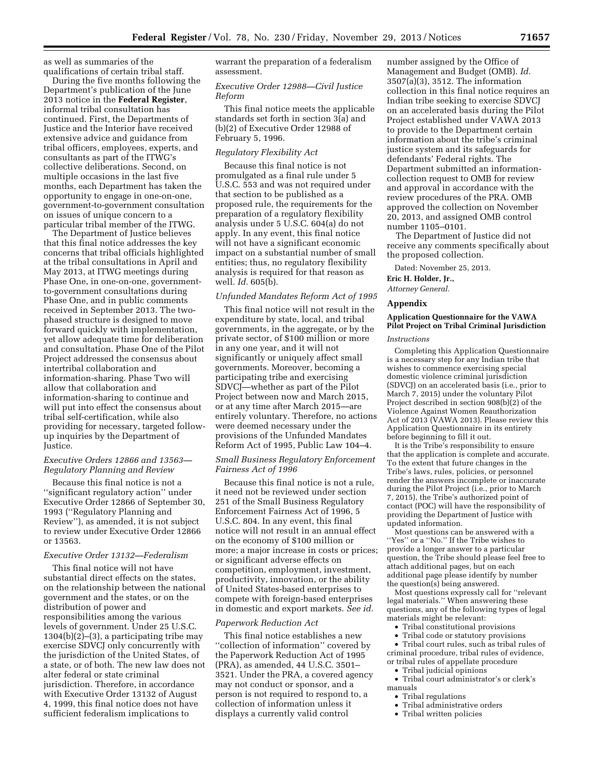as well as summaries of the qualifications of certain tribal staff.

During the five months following the Department's publication of the June 2013 notice in the **Federal Register**, informal tribal consultation has continued. First, the Departments of Justice and the Interior have received extensive advice and guidance from tribal officers, employees, experts, and consultants as part of the ITWG's collective deliberations. Second, on multiple occasions in the last five months, each Department has taken the opportunity to engage in one-on-one, government-to-government consultation on issues of unique concern to a particular tribal member of the ITWG.

The Department of Justice believes that this final notice addresses the key concerns that tribal officials highlighted at the tribal consultations in April and May 2013, at ITWG meetings during Phase One, in one-on-one, government-to-government consultations during Phase One, and in public comments received in September 2013. The two-phased structure is designed to move forward quickly with implementation, yet allow adequate time for deliberation and consultation. Phase One of the Pilot Project addressed the consensus about intertribal collaboration and information-sharing. Phase Two will allow that collaboration and information-sharing to continue and will put into effect the consensus about tribal self-certification, while also providing for necessary, targeted follow-up inquiries by the Department of Justice.

*Executive Orders 12866 and 13563—Regulatory Planning and Review*

Because this final notice is not a ''significant regulatory action'' under Executive Order 12866 of September 30, 1993 (''Regulatory Planning and Review''), as amended, it is not subject to review under Executive Order 12866 or 13563.

*Executive Order 13132—Federalism*

This final notice will not have substantial direct effects on the states, on the relationship between the national government and the states, or on the distribution of power and responsibilities among the various levels of government. Under 25 U.S.C. 1304(b)(2)–(3), a participating tribe may exercise SDVCJ only concurrently with the jurisdiction of the United States, of a state, or of both. The new law does not alter federal or state criminal jurisdiction. Therefore, in accordance with Executive Order 13132 of August 4, 1999, this final notice does not have sufficient federalism implications to warrant the preparation of a federalism assessment.

*Executive Order 12988—Civil Justice Reform*

This final notice meets the applicable standards set forth in section 3(a) and (b)(2) of Executive Order 12988 of February 5, 1996.

*Regulatory Flexibility Act*

Because this final notice is not promulgated as a final rule under 5 U.S.C. 553 and was not required under that section to be published as a proposed rule, the requirements for the preparation of a regulatory flexibility analysis under 5 U.S.C. 604(a) do not apply. In any event, this final notice will not have a significant economic impact on a substantial number of small entities; thus, no regulatory flexibility analysis is required for that reason as well. *Id.* 605(b).

*Unfunded Mandates Reform Act of 1995*

This final notice will not result in the expenditure by state, local, and tribal governments, in the aggregate, or by the private sector, of $100 million or more in any one year, and it will not significantly or uniquely affect small governments. Moreover, becoming a participating tribe and exercising SDVCJ—whether as part of the Pilot Project between now and March 2015, or at any time after March 2015—are entirely voluntary. Therefore, no actions were deemed necessary under the provisions of the Unfunded Mandates Reform Act of 1995, Public Law 104–4.

*Small Business Regulatory Enforcement Fairness Act of 1996*

Because this final notice is not a rule, it need not be reviewed under section 251 of the Small Business Regulatory Enforcement Fairness Act of 1996, 5 U.S.C. 804. In any event, this final notice will not result in an annual effect on the economy of $100 million or more; a major increase in costs or prices; or significant adverse effects on competition, employment, investment, productivity, innovation, or the ability of United States-based enterprises to compete with foreign-based enterprises in domestic and export markets. *See id.*

*Paperwork Reduction Act*

This final notice establishes a new ''collection of information'' covered by the Paperwork Reduction Act of 1995 (PRA), as amended, 44 U.S.C. 3501–3521. Under the PRA, a covered agency may not conduct or sponsor, and a person is not required to respond to, a collection of information unless it displays a currently valid control number assigned by the Office of Management and Budget (OMB). *Id.* 3507(a)(3), 3512. The information collection in this final notice requires an Indian tribe seeking to exercise SDVCJ on an accelerated basis during the Pilot Project established under VAWA 2013 to provide to the Department certain information about the tribe's criminal justice system and its safeguards for defendants' Federal rights. The Department submitted an information-collection request to OMB for review and approval in accordance with the review procedures of the PRA. OMB approved the collection on November 20, 2013, and assigned OMB control number 1105–0101.

The Department of Justice did not receive any comments specifically about the proposed collection.

Dated: November 25, 2013.

**Eric H. Holder, Jr.,**

*Attorney General.*

## Appendix

### Application Questionnaire for the VAWA Pilot Project on Tribal Criminal Jurisdiction

*Instructions*

Completing this Application Questionnaire is a necessary step for any Indian tribe that wishes to commence exercising special domestic violence criminal jurisdiction (SDVCJ) on an accelerated basis (i.e., prior to March 7, 2015) under the voluntary Pilot Project described in section 908(b)(2) of the Violence Against Women Reauthorization Act of 2013 (VAWA 2013). Please review this Application Questionnaire in its entirety before beginning to fill it out.

It is the Tribe's responsibility to ensure that the application is complete and accurate. To the extent that future changes in the Tribe's laws, rules, policies, or personnel render the answers incomplete or inaccurate during the Pilot Project (i.e., prior to March 7, 2015), the Tribe's authorized point of contact (POC) will have the responsibility of providing the Department of Justice with updated information.

Most questions can be answered with a ''Yes'' or a ''No.'' If the Tribe wishes to provide a longer answer to a particular question, the Tribe should please feel free to attach additional pages, but on each additional page please identify by number the question(s) being answered.

Most questions expressly call for ''relevant legal materials.'' When answering these questions, any of the following types of legal materials might be relevant:

- Tribal constitutional provisions
- Tribal code or statutory provisions
- Tribal court rules, such as tribal rules of criminal procedure, tribal rules of evidence, or tribal rules of appellate procedure
- Tribal judicial opinions
- Tribal court administrator's or clerk's manuals
- Tribal regulations
- Tribal administrative orders
- Tribal written policies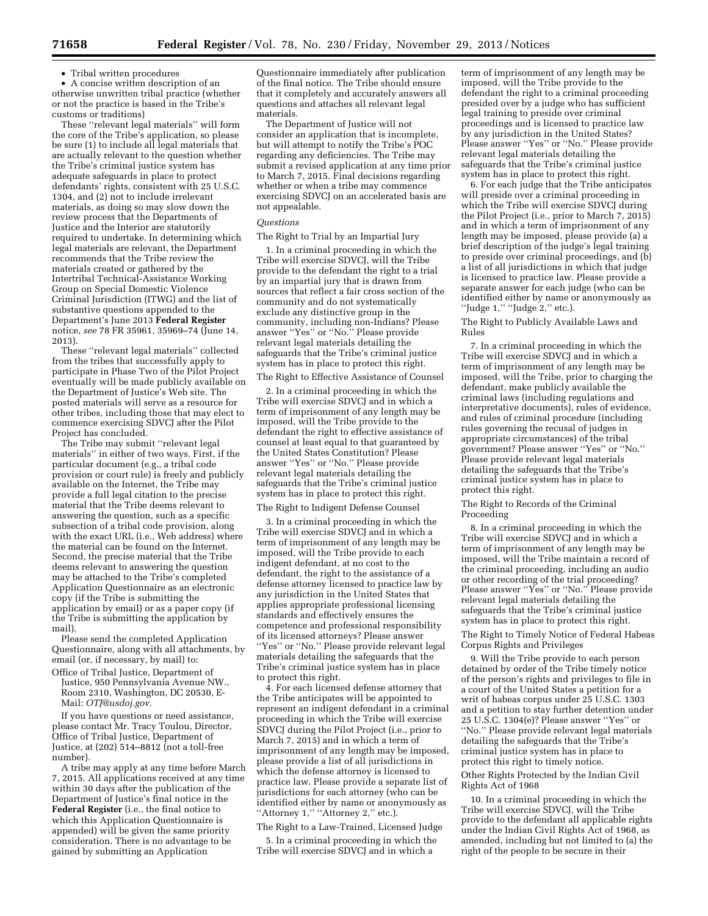- Tribal written procedures
- A concise written description of an otherwise unwritten tribal practice (whether or not the practice is based in the Tribe's customs or traditions)

These "relevant legal materials" will form the core of the Tribe's application, so please be sure (1) to include all legal materials that are actually relevant to the question whether the Tribe's criminal justice system has adequate safeguards in place to protect defendants' rights, consistent with 25 U.S.C. 1304, and (2) not to include irrelevant materials, as doing so may slow down the review process that the Departments of Justice and the Interior are statutorily required to undertake. In determining which legal materials are relevant, the Department recommends that the Tribe review the materials created or gathered by the Intertribal Technical-Assistance Working Group on Special Domestic Violence Criminal Jurisdiction (ITWG) and the list of substantive questions appended to the Department's June 2013 **Federal Register** notice, *see* 78 FR 35961, 35969–74 (June 14, 2013).

These "relevant legal materials" collected from the tribes that successfully apply to participate in Phase Two of the Pilot Project eventually will be made publicly available on the Department of Justice's Web site. The posted materials will serve as a resource for other tribes, including those that may elect to commence exercising SDVCJ after the Pilot Project has concluded.

The Tribe may submit "relevant legal materials" in either of two ways. First, if the particular document (e.g., a tribal code provision or court rule) is freely and publicly available on the Internet, the Tribe may provide a full legal citation to the precise material that the Tribe deems relevant to answering the question, such as a specific subsection of a tribal code provision, along with the exact URL (i.e., Web address) where the material can be found on the Internet. Second, the precise material that the Tribe deems relevant to answering the question may be attached to the Tribe's completed Application Questionnaire as an electronic copy (if the Tribe is submitting the application by email) or as a paper copy (if the Tribe is submitting the application by mail).

Please send the completed Application Questionnaire, along with all attachments, by email (or, if necessary, by mail) to:

Office of Tribal Justice, Department of Justice, 950 Pennsylvania Avenue NW., Room 2310, Washington, DC 20530, E-Mail: *OTJ@usdoj.gov.*

If you have questions or need assistance, please contact Mr. Tracy Toulou, Director, Office of Tribal Justice, Department of Justice, at (202) 514–8812 (not a toll-free number).

A tribe may apply at any time before March 7, 2015. All applications received at any time within 30 days after the publication of the Department of Justice's final notice in the **Federal Register** (i.e., the final notice to which this Application Questionnaire is appended) will be given the same priority consideration. There is no advantage to be gained by submitting an Application Questionnaire immediately after publication of the final notice. The Tribe should ensure that it completely and accurately answers all questions and attaches all relevant legal materials.

The Department of Justice will not consider an application that is incomplete, but will attempt to notify the Tribe's POC regarding any deficiencies. The Tribe may submit a revised application at any time prior to March 7, 2015. Final decisions regarding whether or when a tribe may commence exercising SDVCJ on an accelerated basis are not appealable.

*Questions*

The Right to Trial by an Impartial Jury

1. In a criminal proceeding in which the Tribe will exercise SDVCJ, will the Tribe provide to the defendant the right to a trial by an impartial jury that is drawn from sources that reflect a fair cross section of the community and do not systematically exclude any distinctive group in the community, including non-Indians? Please answer "Yes" or "No." Please provide relevant legal materials detailing the safeguards that the Tribe's criminal justice system has in place to protect this right.

The Right to Effective Assistance of Counsel

2. In a criminal proceeding in which the Tribe will exercise SDVCJ and in which a term of imprisonment of any length may be imposed, will the Tribe provide to the defendant the right to effective assistance of counsel at least equal to that guaranteed by the United States Constitution? Please answer "Yes" or "No." Please provide relevant legal materials detailing the safeguards that the Tribe's criminal justice system has in place to protect this right.

The Right to Indigent Defense Counsel

3. In a criminal proceeding in which the Tribe will exercise SDVCJ and in which a term of imprisonment of any length may be imposed, will the Tribe provide to each indigent defendant, at no cost to the defendant, the right to the assistance of a defense attorney licensed to practice law by any jurisdiction in the United States that applies appropriate professional licensing standards and effectively ensures the competence and professional responsibility of its licensed attorneys? Please answer "Yes" or "No." Please provide relevant legal materials detailing the safeguards that the Tribe's criminal justice system has in place to protect this right.

4. For each licensed defense attorney that the Tribe anticipates will be appointed to represent an indigent defendant in a criminal proceeding in which the Tribe will exercise SDVCJ during the Pilot Project (i.e., prior to March 7, 2015) and in which a term of imprisonment of any length may be imposed, please provide a list of all jurisdictions in which the defense attorney is licensed to practice law. Please provide a separate list of jurisdictions for each attorney (who can be identified either by name or anonymously as "Attorney 1," "Attorney 2," etc.).

The Right to a Law-Trained, Licensed Judge

5. In a criminal proceeding in which the Tribe will exercise SDVCJ and in which a term of imprisonment of any length may be imposed, will the Tribe provide to the defendant the right to a criminal proceeding presided over by a judge who has sufficient legal training to preside over criminal proceedings and is licensed to practice law by any jurisdiction in the United States? Please answer "Yes" or "No." Please provide relevant legal materials detailing the safeguards that the Tribe's criminal justice system has in place to protect this right.

6. For each judge that the Tribe anticipates will preside over a criminal proceeding in which the Tribe will exercise SDVCJ during the Pilot Project (i.e., prior to March 7, 2015) and in which a term of imprisonment of any length may be imposed, please provide (a) a brief description of the judge's legal training to preside over criminal proceedings, and (b) a list of all jurisdictions in which that judge is licensed to practice law. Please provide a separate answer for each judge (who can be identified either by name or anonymously as "Judge 1," "Judge 2," etc.).

The Right to Publicly Available Laws and Rules

7. In a criminal proceeding in which the Tribe will exercise SDVCJ and in which a term of imprisonment of any length may be imposed, will the Tribe, prior to charging the defendant, make publicly available the criminal laws (including regulations and interpretative documents), rules of evidence, and rules of criminal procedure (including rules governing the recusal of judges in appropriate circumstances) of the tribal government? Please answer "Yes" or "No." Please provide relevant legal materials detailing the safeguards that the Tribe's criminal justice system has in place to protect this right.

The Right to Records of the Criminal Proceeding

8. In a criminal proceeding in which the Tribe will exercise SDVCJ and in which a term of imprisonment of any length may be imposed, will the Tribe maintain a record of the criminal proceeding, including an audio or other recording of the trial proceeding? Please answer "Yes" or "No." Please provide relevant legal materials detailing the safeguards that the Tribe's criminal justice system has in place to protect this right.

The Right to Timely Notice of Federal Habeas Corpus Rights and Privileges

9. Will the Tribe provide to each person detained by order of the Tribe timely notice of the person's rights and privileges to file in a court of the United States a petition for a writ of habeas corpus under 25 U.S.C. 1303 and a petition to stay further detention under 25 U.S.C. 1304(e)? Please answer "Yes" or "No." Please provide relevant legal materials detailing the safeguards that the Tribe's criminal justice system has in place to protect this right to timely notice.

Other Rights Protected by the Indian Civil Rights Act of 1968

10. In a criminal proceeding in which the Tribe will exercise SDVCJ, will the Tribe provide to the defendant all applicable rights under the Indian Civil Rights Act of 1968, as amended, including but not limited to (a) the right of the people to be secure in their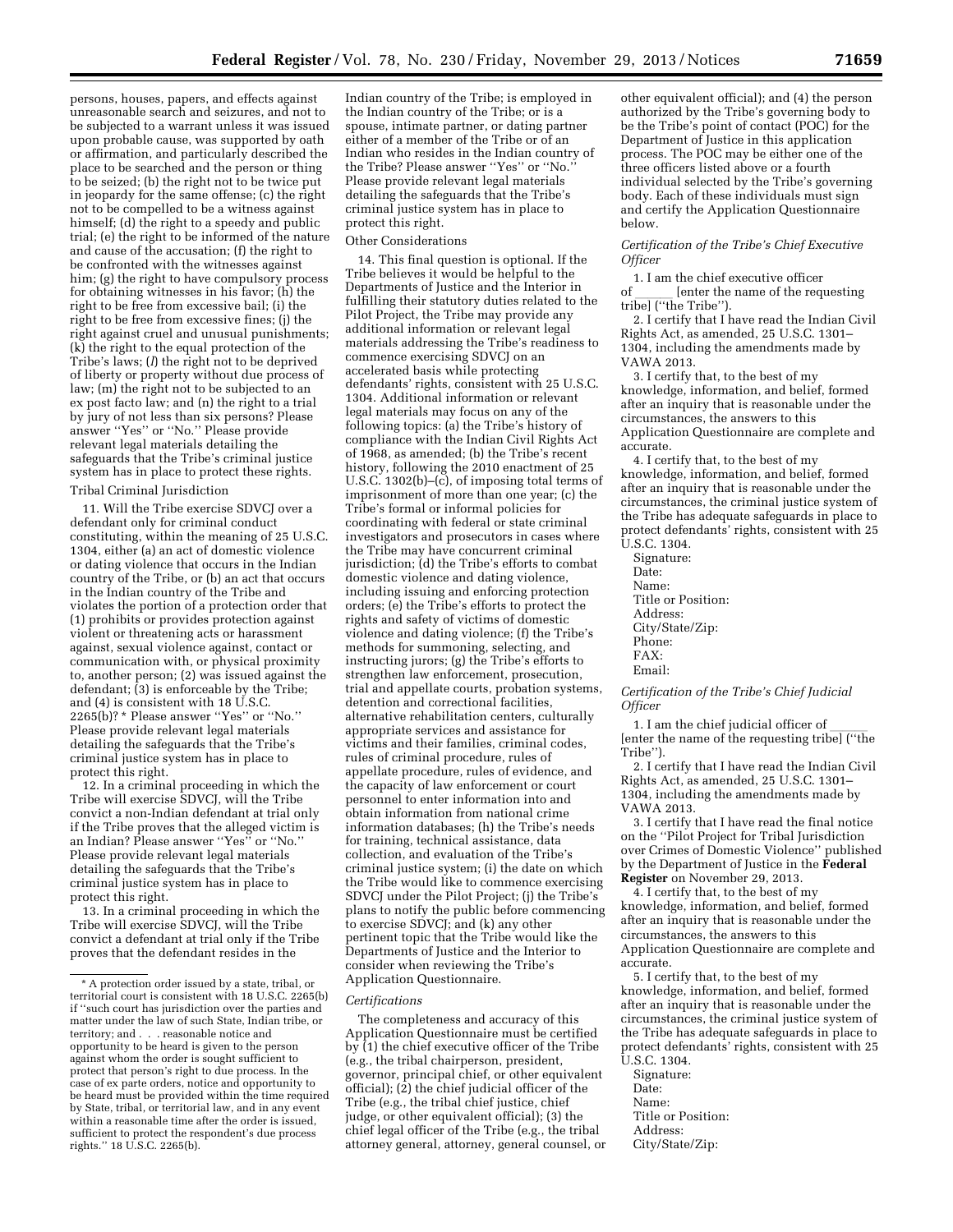persons, houses, papers, and effects against unreasonable search and seizures, and not to be subjected to a warrant unless it was issued upon probable cause, was supported by oath or affirmation, and particularly described the place to be searched and the person or thing to be seized; (b) the right not to be twice put in jeopardy for the same offense; (c) the right not to be compelled to be a witness against himself; (d) the right to a speedy and public trial; (e) the right to be informed of the nature and cause of the accusation; (f) the right to be confronted with the witnesses against him; (g) the right to have compulsory process for obtaining witnesses in his favor; (h) the right to be free from excessive bail; (i) the right to be free from excessive fines; (j) the right against cruel and unusual punishments; (k) the right to the equal protection of the Tribe's laws; (*l*) the right not to be deprived of liberty or property without due process of law; (m) the right not to be subjected to an ex post facto law; and (n) the right to a trial by jury of not less than six persons? Please answer ''Yes'' or ''No.'' Please provide relevant legal materials detailing the safeguards that the Tribe's criminal justice system has in place to protect these rights.

Tribal Criminal Jurisdiction

11. Will the Tribe exercise SDVCJ over a defendant only for criminal conduct constituting, within the meaning of 25 U.S.C. 1304, either (a) an act of domestic violence or dating violence that occurs in the Indian country of the Tribe, or (b) an act that occurs in the Indian country of the Tribe and violates the portion of a protection order that (1) prohibits or provides protection against violent or threatening acts or harassment against, sexual violence against, contact or communication with, or physical proximity to, another person; (2) was issued against the defendant; (3) is enforceable by the Tribe; and (4) is consistent with 18 U.S.C. 2265(b)? * Please answer ''Yes'' or ''No.'' Please provide relevant legal materials detailing the safeguards that the Tribe's criminal justice system has in place to protect this right.

12. In a criminal proceeding in which the Tribe will exercise SDVCJ, will the Tribe convict a non-Indian defendant at trial only if the Tribe proves that the alleged victim is an Indian? Please answer ''Yes'' or ''No.'' Please provide relevant legal materials detailing the safeguards that the Tribe's criminal justice system has in place to protect this right.

13. In a criminal proceeding in which the Tribe will exercise SDVCJ, will the Tribe convict a defendant at trial only if the Tribe proves that the defendant resides in the Indian country of the Tribe; is employed in the Indian country of the Tribe; or is a spouse, intimate partner, or dating partner either of a member of the Tribe or of an Indian who resides in the Indian country of the Tribe? Please answer ''Yes'' or ''No.'' Please provide relevant legal materials detailing the safeguards that the Tribe's criminal justice system has in place to protect this right.

Other Considerations

14. This final question is optional. If the Tribe believes it would be helpful to the Departments of Justice and the Interior in fulfilling their statutory duties related to the Pilot Project, the Tribe may provide any additional information or relevant legal materials addressing the Tribe's readiness to commence exercising SDVCJ on an accelerated basis while protecting defendants' rights, consistent with 25 U.S.C. 1304. Additional information or relevant legal materials may focus on any of the following topics: (a) the Tribe's history of compliance with the Indian Civil Rights Act of 1968, as amended; (b) the Tribe's recent history, following the 2010 enactment of 25 U.S.C. 1302(b)–(c), of imposing total terms of imprisonment of more than one year; (c) the Tribe's formal or informal policies for coordinating with federal or state criminal investigators and prosecutors in cases where the Tribe may have concurrent criminal jurisdiction; (d) the Tribe's efforts to combat domestic violence and dating violence, including issuing and enforcing protection orders; (e) the Tribe's efforts to protect the rights and safety of victims of domestic violence and dating violence; (f) the Tribe's methods for summoning, selecting, and instructing jurors; (g) the Tribe's efforts to strengthen law enforcement, prosecution, trial and appellate courts, probation systems, detention and correctional facilities, alternative rehabilitation centers, culturally appropriate services and assistance for victims and their families, criminal codes, rules of criminal procedure, rules of appellate procedure, rules of evidence, and the capacity of law enforcement or court personnel to enter information into and obtain information from national crime information databases; (h) the Tribe's needs for training, technical assistance, data collection, and evaluation of the Tribe's criminal justice system; (i) the date on which the Tribe would like to commence exercising SDVCJ under the Pilot Project; (j) the Tribe's plans to notify the public before commencing to exercise SDVCJ; and (k) any other pertinent topic that the Tribe would like the Departments of Justice and the Interior to consider when reviewing the Tribe's Application Questionnaire.

*Certifications*

The completeness and accuracy of this Application Questionnaire must be certified by (1) the chief executive officer of the Tribe (e.g., the tribal chairperson, president, governor, principal chief, or other equivalent official); (2) the chief judicial officer of the Tribe (e.g., the tribal chief justice, chief judge, or other equivalent official); (3) the chief legal officer of the Tribe (e.g., the tribal attorney general, attorney, general counsel, or other equivalent official); and (4) the person authorized by the Tribe's governing body to be the Tribe's point of contact (POC) for the Department of Justice in this application process. The POC may be either one of the three officers listed above or a fourth individual selected by the Tribe's governing body. Each of these individuals must sign and certify the Application Questionnaire below.

*Certification of the Tribe's Chief Executive Officer*

1. I am the chief executive officer of ______ [enter the name of the requesting tribe] (''the Tribe'').

2. I certify that I have read the Indian Civil Rights Act, as amended, 25 U.S.C. 1301–1304, including the amendments made by VAWA 2013.

3. I certify that, to the best of my knowledge, information, and belief, formed after an inquiry that is reasonable under the circumstances, the answers to this Application Questionnaire are complete and accurate.

4. I certify that, to the best of my knowledge, information, and belief, formed after an inquiry that is reasonable under the circumstances, the criminal justice system of the Tribe has adequate safeguards in place to protect defendants' rights, consistent with 25 U.S.C. 1304.

Signature:
Date:
Name:
Title or Position:
Address:
City/State/Zip:
Phone:
FAX:
Email:

*Certification of the Tribe's Chief Judicial Officer*

1. I am the chief judicial officer of ______ [enter the name of the requesting tribe] (''the Tribe'').

2. I certify that I have read the Indian Civil Rights Act, as amended, 25 U.S.C. 1301–1304, including the amendments made by VAWA 2013.

3. I certify that I have read the final notice on the ''Pilot Project for Tribal Jurisdiction over Crimes of Domestic Violence'' published by the Department of Justice in the **Federal Register** on November 29, 2013.

4. I certify that, to the best of my knowledge, information, and belief, formed after an inquiry that is reasonable under the circumstances, the answers to this Application Questionnaire are complete and accurate.

5. I certify that, to the best of my knowledge, information, and belief, formed after an inquiry that is reasonable under the circumstances, the criminal justice system of the Tribe has adequate safeguards in place to protect defendants' rights, consistent with 25 U.S.C. 1304.

Signature:
Date:
Name:
Title or Position:
Address:
City/State/Zip:

---

* A protection order issued by a state, tribal, or territorial court is consistent with 18 U.S.C. 2265(b) if ''such court has jurisdiction over the parties and matter under the law of such State, Indian tribe, or territory; and . . . reasonable notice and opportunity to be heard is given to the person against whom the order is sought sufficient to protect that person's right to due process. In the case of ex parte orders, notice and opportunity to be heard must be provided within the time required by State, tribal, or territorial law, and in any event within a reasonable time after the order is issued, sufficient to protect the respondent's due process rights.'' 18 U.S.C. 2265(b).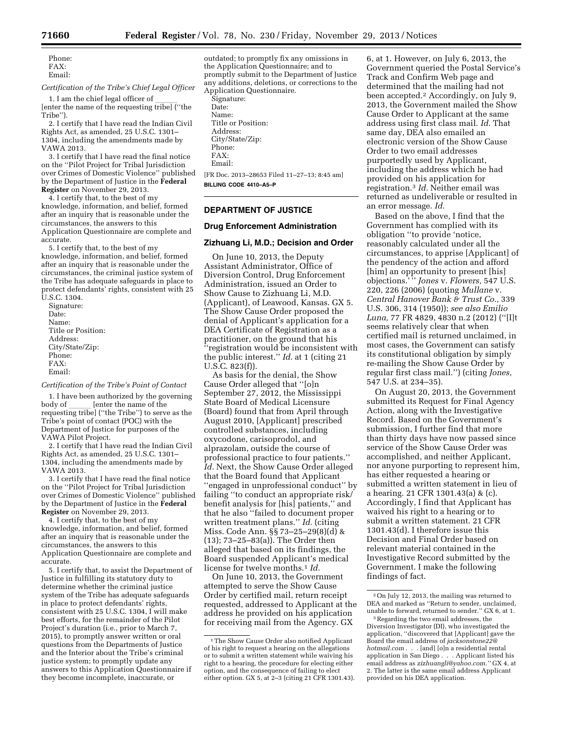Phone:
FAX:
Email:

*Certification of the Tribe's Chief Legal Officer*

1. I am the chief legal officer of ______ [enter the name of the requesting tribe] (''the Tribe'').

2. I certify that I have read the Indian Civil Rights Act, as amended, 25 U.S.C. 1301–1304, including the amendments made by VAWA 2013.

3. I certify that I have read the final notice on the ''Pilot Project for Tribal Jurisdiction over Crimes of Domestic Violence'' published by the Department of Justice in the **Federal Register** on November 29, 2013.

4. I certify that, to the best of my knowledge, information, and belief, formed after an inquiry that is reasonable under the circumstances, the answers to this Application Questionnaire are complete and accurate.

5. I certify that, to the best of my knowledge, information, and belief, formed after an inquiry that is reasonable under the circumstances, the criminal justice system of the Tribe has adequate safeguards in place to protect defendants' rights, consistent with 25 U.S.C. 1304.

Signature:
Date:
Name:
Title or Position:
Address:
City/State/Zip:
Phone:
FAX:
Email:

*Certification of the Tribe's Point of Contact*

1. I have been authorized by the governing body of ______ [enter the name of the requesting tribe] (''the Tribe'') to serve as the Tribe's point of contact (POC) with the Department of Justice for purposes of the VAWA Pilot Project.

2. I certify that I have read the Indian Civil Rights Act, as amended, 25 U.S.C. 1301–1304, including the amendments made by VAWA 2013.

3. I certify that I have read the final notice on the ''Pilot Project for Tribal Jurisdiction over Crimes of Domestic Violence'' published by the Department of Justice in the **Federal Register** on November 29, 2013.

4. I certify that, to the best of my knowledge, information, and belief, formed after an inquiry that is reasonable under the circumstances, the answers to this Application Questionnaire are complete and accurate.

5. I certify that, to assist the Department of Justice in fulfilling its statutory duty to determine whether the criminal justice system of the Tribe has adequate safeguards in place to protect defendants' rights, consistent with 25 U.S.C. 1304, I will make best efforts, for the remainder of the Pilot Project's duration (i.e., prior to March 7, 2015), to promptly answer written or oral questions from the Departments of Justice and the Interior about the Tribe's criminal justice system; to promptly update any answers to this Application Questionnaire if they become incomplete, inaccurate, or outdated; to promptly fix any omissions in the Application Questionnaire; and to promptly submit to the Department of Justice any additions, deletions, or corrections to the Application Questionnaire.

Signature:
Date:
Name:
Title or Position:
Address:
City/State/Zip:
Phone:
FAX:
Email:

[FR Doc. 2013–28653 Filed 11–27–13; 8:45 am]

**BILLING CODE 4410–A5–P**

---

## DEPARTMENT OF JUSTICE

### Drug Enforcement Administration

### Zizhuang Li, M.D.; Decision and Order

On June 10, 2013, the Deputy Assistant Administrator, Office of Diversion Control, Drug Enforcement Administration, issued an Order to Show Cause to Zizhuang Li, M.D. (Applicant), of Leawood, Kansas. GX 5. The Show Cause Order proposed the denial of Applicant's application for a DEA Certificate of Registration as a practitioner, on the ground that his ''registration would be inconsistent with the public interest.'' *Id.* at 1 (citing 21 U.S.C. 823(f)).

As basis for the denial, the Show Cause Order alleged that ''[o]n September 27, 2012, the Mississippi State Board of Medical Licensure (Board) found that from April through August 2010, [Applicant] prescribed controlled substances, including oxycodone, carisoprodol, and alprazolam, outside the course of professional practice to four patients.'' *Id.* Next, the Show Cause Order alleged that the Board found that Applicant ''engaged in unprofessional conduct'' by failing ''to conduct an appropriate risk/benefit analysis for [his] patients,'' and that he also ''failed to document proper written treatment plans.'' *Id.* (citing Miss. Code Ann. §§ 73–25–29(8)(d) & (13); 73–25–83(a)). The Order then alleged that based on its findings, the Board suspended Applicant's medical license for twelve months.[1] *Id.*

On June 10, 2013, the Government attempted to serve the Show Cause Order by certified mail, return receipt requested, addressed to Applicant at the address he provided on his application for receiving mail from the Agency. GX 6, at 1. However, on July 6, 2013, the Government queried the Postal Service's Track and Confirm Web page and determined that the mailing had not been accepted.[2] Accordingly, on July 9, 2013, the Government mailed the Show Cause Order to Applicant at the same address using first class mail. *Id.* That same day, DEA also emailed an electronic version of the Show Cause Order to two email addresses purportedly used by Applicant, including the address which he had provided on his application for registration.[3] *Id.* Neither email was returned as undeliverable or resulted in an error message. *Id.*

Based on the above, I find that the Government has complied with its obligation ''to provide 'notice, reasonably calculated under all the circumstances, to apprise [Applicant] of the pendency of the action and afford [him] an opportunity to present [his] objections.' '' *Jones* v. *Flowers,* 547 U.S. 220, 226 (2006) (quoting *Mullane* v. *Central Hanover Bank & Trust Co.,* 339 U.S. 306, 314 (1950)); *see also Emilio Luna,* 77 FR 4829, 4830 n.2 (2012) (''[I]t seems relatively clear that when certified mail is returned unclaimed, in most cases, the Government can satisfy its constitutional obligation by simply re-mailing the Show Cause Order by regular first class mail.'') (citing *Jones,* 547 U.S. at 234–35).

On August 20, 2013, the Government submitted its Request for Final Agency Action, along with the Investigative Record. Based on the Government's submission, I further find that more than thirty days have now passed since service of the Show Cause Order was accomplished, and neither Applicant, nor anyone purporting to represent him, has either requested a hearing or submitted a written statement in lieu of a hearing. 21 CFR 1301.43(a) & (c). Accordingly, I find that Applicant has waived his right to a hearing or to submit a written statement. 21 CFR 1301.43(d). I therefore issue this Decision and Final Order based on relevant material contained in the Investigative Record submitted by the Government. I make the following findings of fact.

---

[1] The Show Cause Order also notified Applicant of his right to request a hearing on the allegations or to submit a written statement while waiving his right to a hearing, the procedure for electing either option, and the consequence of failing to elect either option. GX 5, at 2–3 (citing 21 CFR 1301.43).

[2] On July 12, 2013, the mailing was returned to DEA and marked as ''Return to sender, unclaimed, unable to forward, returned to sender.'' GX 6, at 1.

[3] Regarding the two email addresses, the Diversion Investigator (DI), who investigated the application, ''discovered that [Applicant] gave the Board the email address of *jacksonstone22@hotmail.com* . . . [and] [o]n a residential rental application in San Diego . . . Applicant listed his email address as *zizhuangli@yahoo.com.*'' GX 4, at 2. The latter is the same email address Applicant provided on his DEA application.